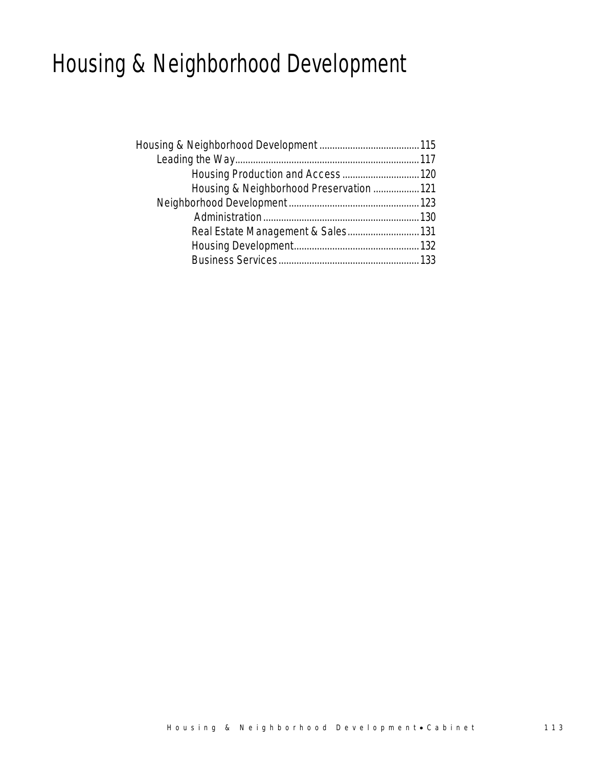# Housing & Neighborhood Development

- Housing & Neighborhood Development ....................................... 115
  - Leading the Way ....................................... 117
    - Housing Production and Access ....................................... 120
    - Housing & Neighborhood Preservation ....................................... 121
  - Neighborhood Development ....................................... 123
    - Administration ....................................... 130
    - Real Estate Management & Sales ....................................... 131
    - Housing Development ....................................... 132
    - Business Services ....................................... 133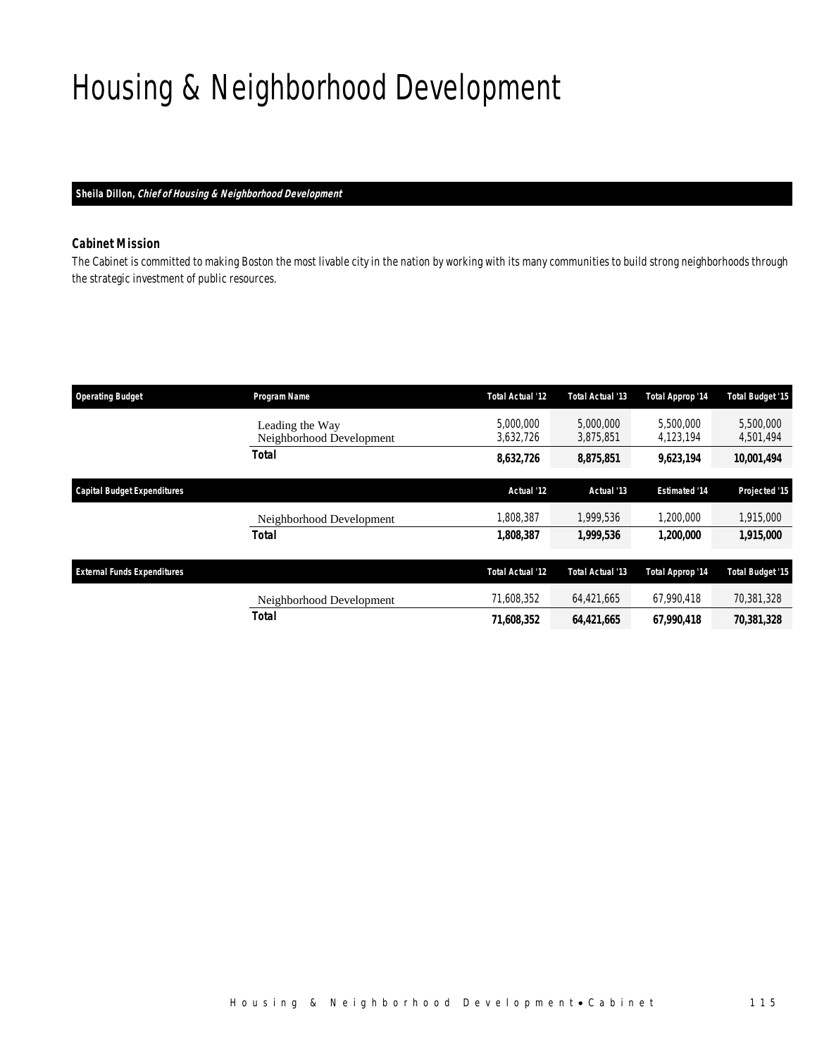# Housing & Neighborhood Development

**Sheila Dillon, *Chief of Housing & Neighborhood Development***

### Cabinet Mission

*The Cabinet is committed to making Boston the most livable city in the nation by working with its many communities to build strong neighborhoods through the strategic investment of public resources.*

| Operating Budget | Program Name | Total Actual '12 | Total Actual '13 | Total Approp '14 | Total Budget '15 |
|---|---|---|---|---|---|
| | Leading the Way | 5,000,000 | 5,000,000 | 5,500,000 | 5,500,000 |
| | Neighborhood Development | 3,632,726 | 3,875,851 | 4,123,194 | 4,501,494 |
| | **Total** | **8,632,726** | **8,875,851** | **9,623,194** | **10,001,494** |

| Capital Budget Expenditures | | Actual '12 | Actual '13 | Estimated '14 | Projected '15 |
|---|---|---|---|---|---|
| | Neighborhood Development | 1,808,387 | 1,999,536 | 1,200,000 | 1,915,000 |
| | **Total** | **1,808,387** | **1,999,536** | **1,200,000** | **1,915,000** |

| External Funds Expenditures | | Total Actual '12 | Total Actual '13 | Total Approp '14 | Total Budget '15 |
|---|---|---|---|---|---|
| | Neighborhood Development | 71,608,352 | 64,421,665 | 67,990,418 | 70,381,328 |
| | **Total** | **71,608,352** | **64,421,665** | **67,990,418** | **70,381,328** |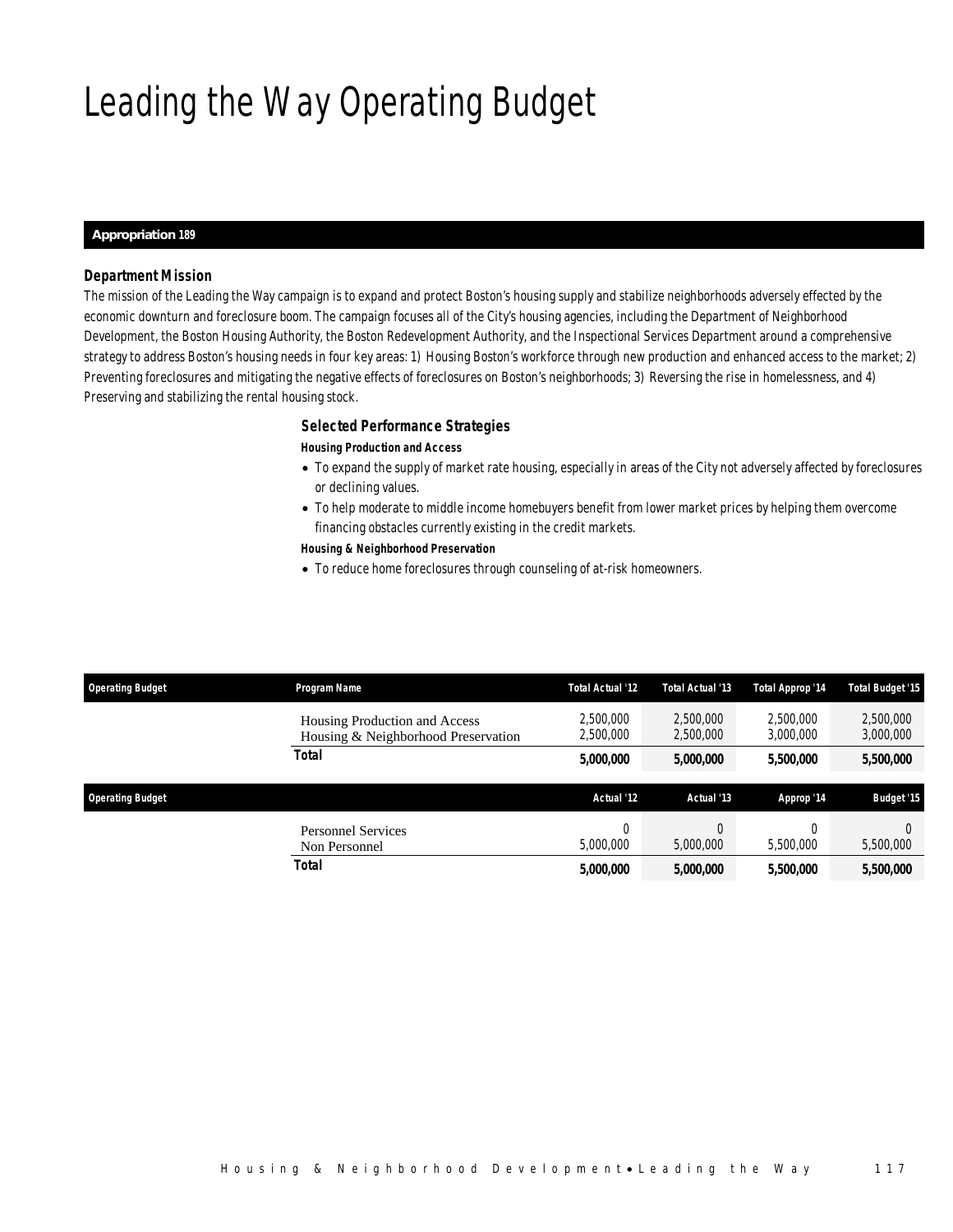# Leading the Way Operating Budget

**Appropriation 189**

### *Department Mission*

*The mission of the Leading the Way campaign is to expand and protect Boston's housing supply and stabilize neighborhoods adversely effected by the economic downturn and foreclosure boom. The campaign focuses all of the City's housing agencies, including the Department of Neighborhood Development, the Boston Housing Authority, the Boston Redevelopment Authority, and the Inspectional Services Department around a comprehensive strategy to address Boston's housing needs in four key areas: 1) Housing Boston's workforce through new production and enhanced access to the market; 2) Preventing foreclosures and mitigating the negative effects of foreclosures on Boston's neighborhoods; 3) Reversing the rise in homelessness, and 4) Preserving and stabilizing the rental housing stock.*

### *Selected Performance Strategies*

***Housing Production and Access***

- *To expand the supply of market rate housing, especially in areas of the City not adversely affected by foreclosures or declining values.*
- *To help moderate to middle income homebuyers benefit from lower market prices by helping them overcome financing obstacles currently existing in the credit markets.*

***Housing & Neighborhood Preservation***

- *To reduce home foreclosures through counseling of at-risk homeowners.*

| Operating Budget | Program Name | Total Actual '12 | Total Actual '13 | Total Approp '14 | Total Budget '15 |
|---|---|---|---|---|---|
| | Housing Production and Access | 2,500,000 | 2,500,000 | 2,500,000 | 2,500,000 |
| | Housing & Neighborhood Preservation | 2,500,000 | 2,500,000 | 3,000,000 | 3,000,000 |
| | **Total** | **5,000,000** | **5,000,000** | **5,500,000** | **5,500,000** |

| Operating Budget | | Actual '12 | Actual '13 | Approp '14 | Budget '15 |
|---|---|---|---|---|---|
| | Personnel Services | 0 | 0 | 0 | 0 |
| | Non Personnel | 5,000,000 | 5,000,000 | 5,500,000 | 5,500,000 |
| | **Total** | **5,000,000** | **5,000,000** | **5,500,000** | **5,500,000** |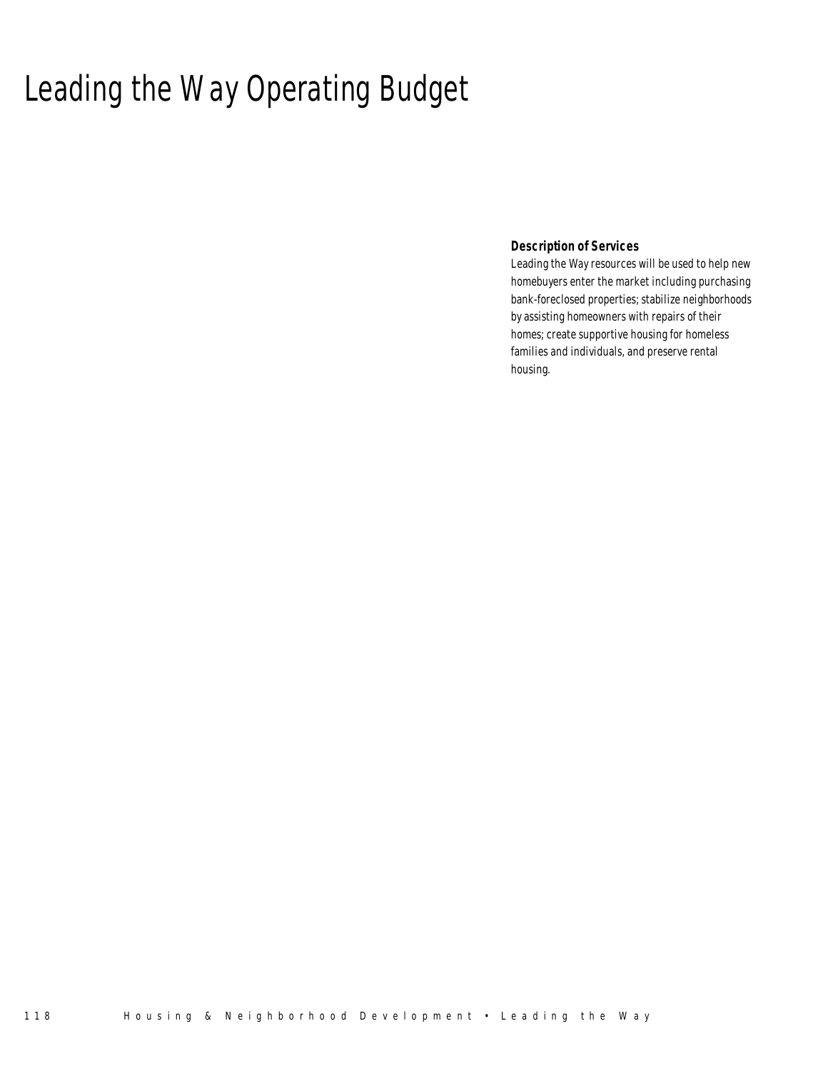# Leading the Way Operating Budget

**Description of Services**

Leading the Way resources will be used to help new homebuyers enter the market including purchasing bank-foreclosed properties; stabilize neighborhoods by assisting homeowners with repairs of their homes; create supportive housing for homeless families and individuals, and preserve rental housing.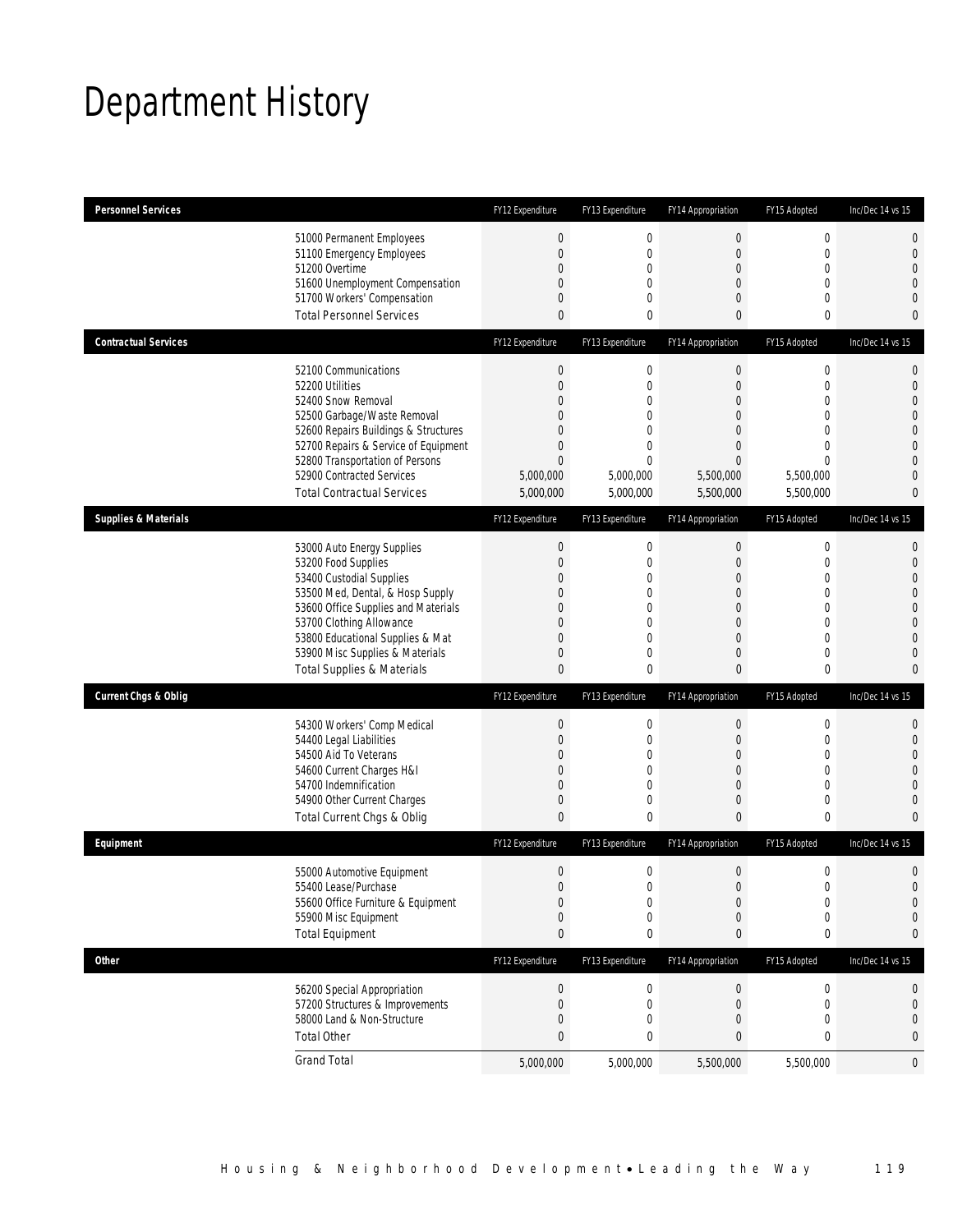# Department History

| Personnel Services | | FY12 Expenditure | FY13 Expenditure | FY14 Appropriation | FY15 Adopted | Inc/Dec 14 vs 15 |
|---|---|---|---|---|---|---|
| | 51000 Permanent Employees | 0 | 0 | 0 | 0 | 0 |
| | 51100 Emergency Employees | 0 | 0 | 0 | 0 | 0 |
| | 51200 Overtime | 0 | 0 | 0 | 0 | 0 |
| | 51600 Unemployment Compensation | 0 | 0 | 0 | 0 | 0 |
| | 51700 Workers' Compensation | 0 | 0 | 0 | 0 | 0 |
| | Total Personnel Services | 0 | 0 | 0 | 0 | 0 |

| Contractual Services | | FY12 Expenditure | FY13 Expenditure | FY14 Appropriation | FY15 Adopted | Inc/Dec 14 vs 15 |
|---|---|---|---|---|---|---|
| | 52100 Communications | 0 | 0 | 0 | 0 | 0 |
| | 52200 Utilities | 0 | 0 | 0 | 0 | 0 |
| | 52400 Snow Removal | 0 | 0 | 0 | 0 | 0 |
| | 52500 Garbage/Waste Removal | 0 | 0 | 0 | 0 | 0 |
| | 52600 Repairs Buildings & Structures | 0 | 0 | 0 | 0 | 0 |
| | 52700 Repairs & Service of Equipment | 0 | 0 | 0 | 0 | 0 |
| | 52800 Transportation of Persons | 0 | 0 | 0 | 0 | 0 |
| | 52900 Contracted Services | 5,000,000 | 5,000,000 | 5,500,000 | 5,500,000 | 0 |
| | Total Contractual Services | 5,000,000 | 5,000,000 | 5,500,000 | 5,500,000 | 0 |

| Supplies & Materials | | FY12 Expenditure | FY13 Expenditure | FY14 Appropriation | FY15 Adopted | Inc/Dec 14 vs 15 |
|---|---|---|---|---|---|---|
| | 53000 Auto Energy Supplies | 0 | 0 | 0 | 0 | 0 |
| | 53200 Food Supplies | 0 | 0 | 0 | 0 | 0 |
| | 53400 Custodial Supplies | 0 | 0 | 0 | 0 | 0 |
| | 53500 Med, Dental, & Hosp Supply | 0 | 0 | 0 | 0 | 0 |
| | 53600 Office Supplies and Materials | 0 | 0 | 0 | 0 | 0 |
| | 53700 Clothing Allowance | 0 | 0 | 0 | 0 | 0 |
| | 53800 Educational Supplies & Mat | 0 | 0 | 0 | 0 | 0 |
| | 53900 Misc Supplies & Materials | 0 | 0 | 0 | 0 | 0 |
| | Total Supplies & Materials | 0 | 0 | 0 | 0 | 0 |

| Current Chgs & Oblig | | FY12 Expenditure | FY13 Expenditure | FY14 Appropriation | FY15 Adopted | Inc/Dec 14 vs 15 |
|---|---|---|---|---|---|---|
| | 54300 Workers' Comp Medical | 0 | 0 | 0 | 0 | 0 |
| | 54400 Legal Liabilities | 0 | 0 | 0 | 0 | 0 |
| | 54500 Aid To Veterans | 0 | 0 | 0 | 0 | 0 |
| | 54600 Current Charges H&I | 0 | 0 | 0 | 0 | 0 |
| | 54700 Indemnification | 0 | 0 | 0 | 0 | 0 |
| | 54900 Other Current Charges | 0 | 0 | 0 | 0 | 0 |
| | Total Current Chgs & Oblig | 0 | 0 | 0 | 0 | 0 |

| Equipment | | FY12 Expenditure | FY13 Expenditure | FY14 Appropriation | FY15 Adopted | Inc/Dec 14 vs 15 |
|---|---|---|---|---|---|---|
| | 55000 Automotive Equipment | 0 | 0 | 0 | 0 | 0 |
| | 55400 Lease/Purchase | 0 | 0 | 0 | 0 | 0 |
| | 55600 Office Furniture & Equipment | 0 | 0 | 0 | 0 | 0 |
| | 55900 Misc Equipment | 0 | 0 | 0 | 0 | 0 |
| | Total Equipment | 0 | 0 | 0 | 0 | 0 |

| Other | | FY12 Expenditure | FY13 Expenditure | FY14 Appropriation | FY15 Adopted | Inc/Dec 14 vs 15 |
|---|---|---|---|---|---|---|
| | 56200 Special Appropriation | 0 | 0 | 0 | 0 | 0 |
| | 57200 Structures & Improvements | 0 | 0 | 0 | 0 | 0 |
| | 58000 Land & Non-Structure | 0 | 0 | 0 | 0 | 0 |
| | Total Other | 0 | 0 | 0 | 0 | 0 |
| | Grand Total | 5,000,000 | 5,000,000 | 5,500,000 | 5,500,000 | 0 |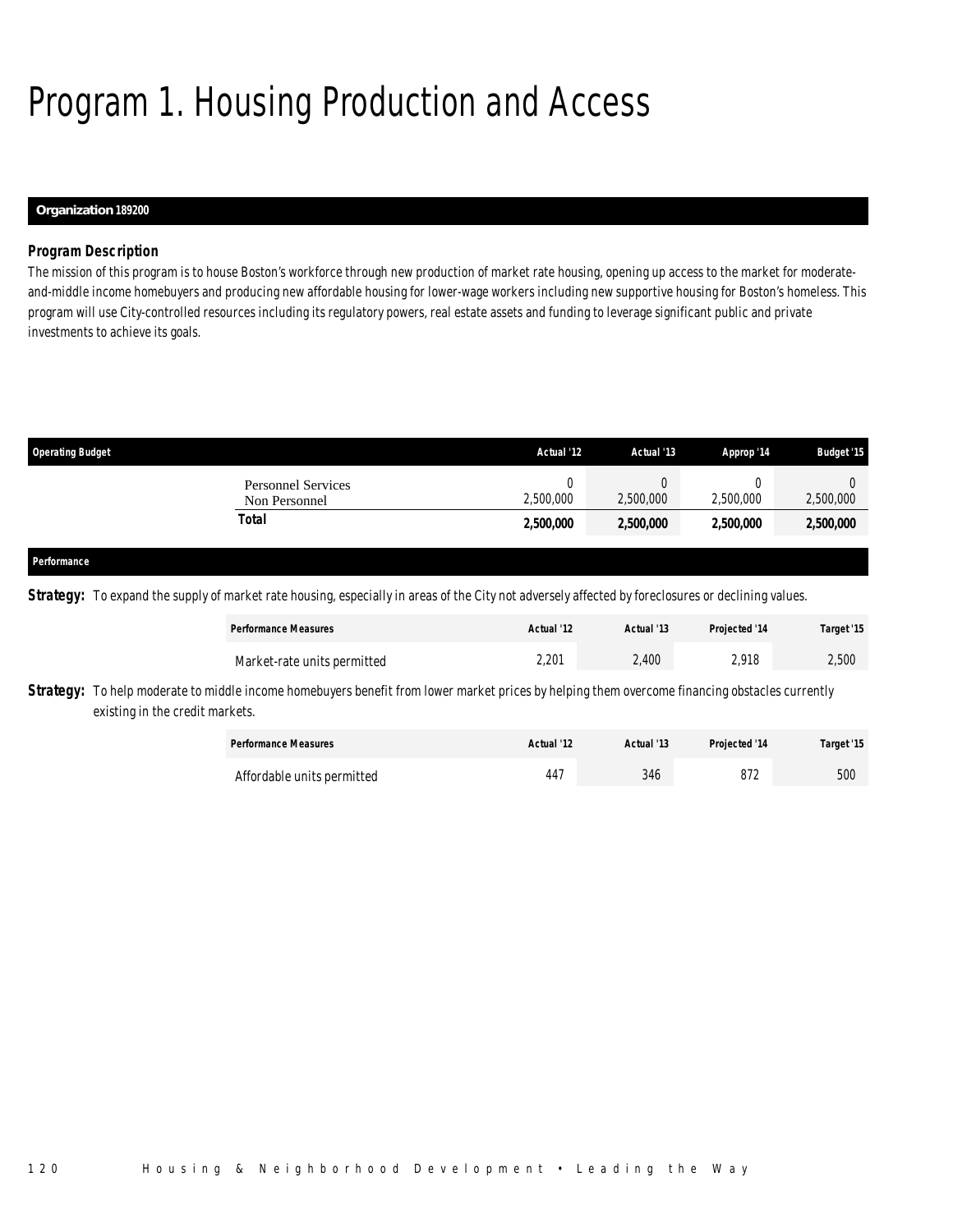# Program 1. Housing Production and Access

**Organization 189200**

### *Program Description*

*The mission of this program is to house Boston's workforce through new production of market rate housing, opening up access to the market for moderate-and-middle income homebuyers and producing new affordable housing for lower-wage workers including new supportive housing for Boston's homeless. This program will use City-controlled resources including its regulatory powers, real estate assets and funding to leverage significant public and private investments to achieve its goals.*

| Operating Budget | Actual '12 | Actual '13 | Approp '14 | Budget '15 |
|---|---|---|---|---|
| Personnel Services | 0 | 0 | 0 | 0 |
| Non Personnel | 2,500,000 | 2,500,000 | 2,500,000 | 2,500,000 |
| **Total** | **2,500,000** | **2,500,000** | **2,500,000** | **2,500,000** |

**Performance**

**Strategy:** To expand the supply of market rate housing, especially in areas of the City not adversely affected by foreclosures or declining values.

| Performance Measures | Actual '12 | Actual '13 | Projected '14 | Target '15 |
|---|---|---|---|---|
| Market-rate units permitted | 2,201 | 2,400 | 2,918 | 2,500 |

**Strategy:** To help moderate to middle income homebuyers benefit from lower market prices by helping them overcome financing obstacles currently existing in the credit markets.

| Performance Measures | Actual '12 | Actual '13 | Projected '14 | Target '15 |
|---|---|---|---|---|
| Affordable units permitted | 447 | 346 | 872 | 500 |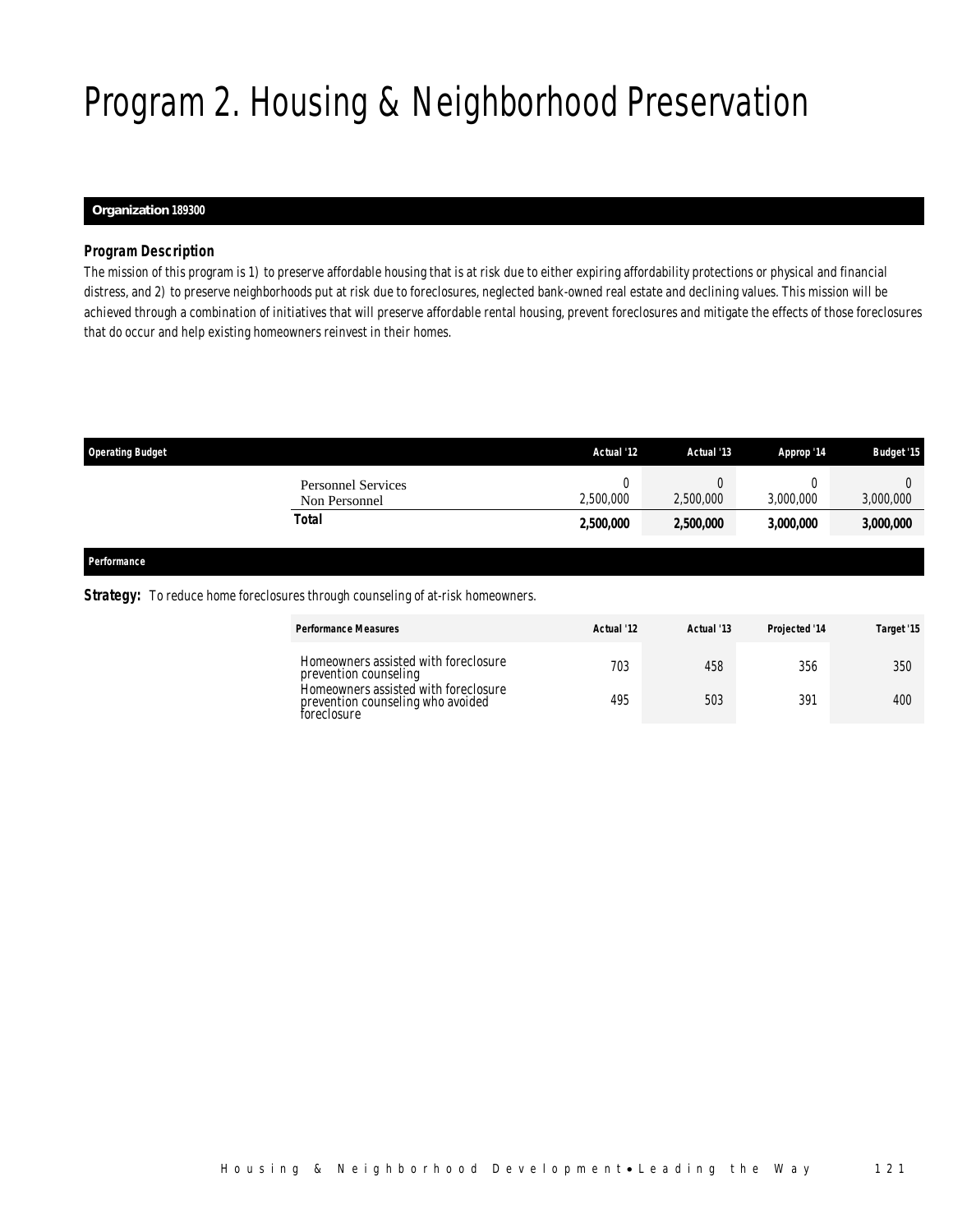# Program 2. Housing & Neighborhood Preservation

**Organization 189300**

***Program Description***

*The mission of this program is 1) to preserve affordable housing that is at risk due to either expiring affordability protections or physical and financial distress, and 2) to preserve neighborhoods put at risk due to foreclosures, neglected bank-owned real estate and declining values. This mission will be achieved through a combination of initiatives that will preserve affordable rental housing, prevent foreclosures and mitigate the effects of those foreclosures that do occur and help existing homeowners reinvest in their homes.*

| Operating Budget | Actual '12 | Actual '13 | Approp '14 | Budget '15 |
|---|---|---|---|---|
| Personnel Services | 0 | 0 | 0 | 0 |
| Non Personnel | 2,500,000 | 2,500,000 | 3,000,000 | 3,000,000 |
| **Total** | **2,500,000** | **2,500,000** | **3,000,000** | **3,000,000** |

***Performance***

***Strategy:*** To reduce home foreclosures through counseling of at-risk homeowners.

| Performance Measures | Actual '12 | Actual '13 | Projected '14 | Target '15 |
|---|---|---|---|---|
| Homeowners assisted with foreclosure prevention counseling | 703 | 458 | 356 | 350 |
| Homeowners assisted with foreclosure prevention counseling who avoided foreclosure | 495 | 503 | 391 | 400 |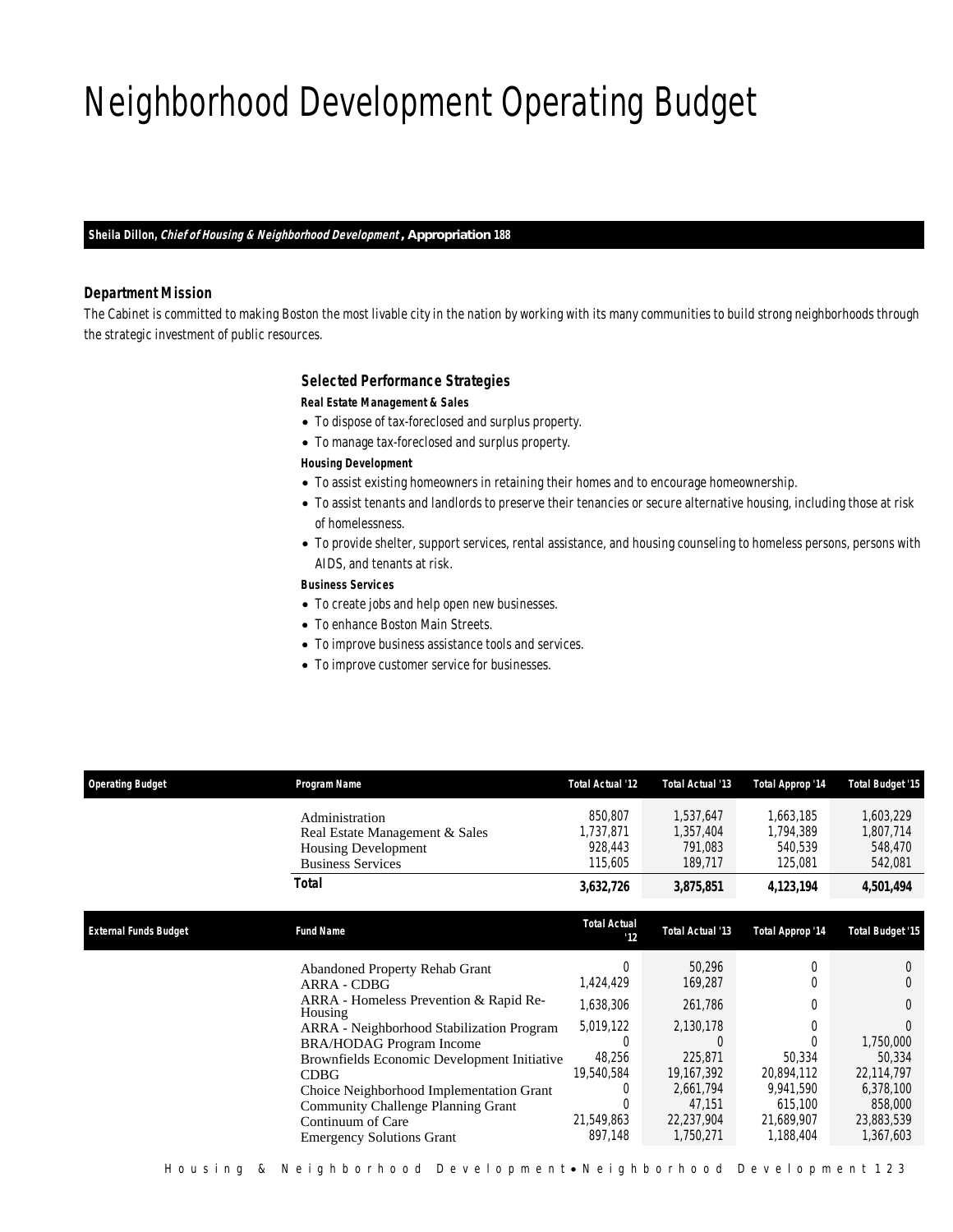# Neighborhood Development Operating Budget

**Sheila Dillon, *Chief of Housing & Neighborhood Development*, Appropriation 188**

### Department Mission

*The Cabinet is committed to making Boston the most livable city in the nation by working with its many communities to build strong neighborhoods through the strategic investment of public resources.*

### Selected Performance Strategies

**Real Estate Management & Sales**

- To dispose of tax-foreclosed and surplus property.
- To manage tax-foreclosed and surplus property.

**Housing Development**

- To assist existing homeowners in retaining their homes and to encourage homeownership.
- To assist tenants and landlords to preserve their tenancies or secure alternative housing, including those at risk of homelessness.
- To provide shelter, support services, rental assistance, and housing counseling to homeless persons, persons with AIDS, and tenants at risk.

**Business Services**

- To create jobs and help open new businesses.
- To enhance Boston Main Streets.
- To improve business assistance tools and services.
- To improve customer service for businesses.

| Operating Budget | Program Name | Total Actual '12 | Total Actual '13 | Total Approp '14 | Total Budget '15 |
|---|---|---|---|---|---|
| | Administration | 850,807 | 1,537,647 | 1,663,185 | 1,603,229 |
| | Real Estate Management & Sales | 1,737,871 | 1,357,404 | 1,794,389 | 1,807,714 |
| | Housing Development | 928,443 | 791,083 | 540,539 | 548,470 |
| | Business Services | 115,605 | 189,717 | 125,081 | 542,081 |
| | **Total** | **3,632,726** | **3,875,851** | **4,123,194** | **4,501,494** |

| External Funds Budget | Fund Name | Total Actual '12 | Total Actual '13 | Total Approp '14 | Total Budget '15 |
|---|---|---|---|---|---|
| | Abandoned Property Rehab Grant | 0 | 50,296 | 0 | 0 |
| | ARRA - CDBG | 1,424,429 | 169,287 | 0 | 0 |
| | ARRA - Homeless Prevention & Rapid Re-Housing | 1,638,306 | 261,786 | 0 | 0 |
| | ARRA - Neighborhood Stabilization Program | 5,019,122 | 2,130,178 | 0 | 0 |
| | BRA/HODAG Program Income | 0 | 0 | 0 | 1,750,000 |
| | Brownfields Economic Development Initiative | 48,256 | 225,871 | 50,334 | 50,334 |
| | CDBG | 19,540,584 | 19,167,392 | 20,894,112 | 22,114,797 |
| | Choice Neighborhood Implementation Grant | 0 | 2,661,794 | 9,941,590 | 6,378,100 |
| | Community Challenge Planning Grant | 0 | 47,151 | 615,100 | 858,000 |
| | Continuum of Care | 21,549,863 | 22,237,904 | 21,689,907 | 23,883,539 |
| | Emergency Solutions Grant | 897,148 | 1,750,271 | 1,188,404 | 1,367,603 |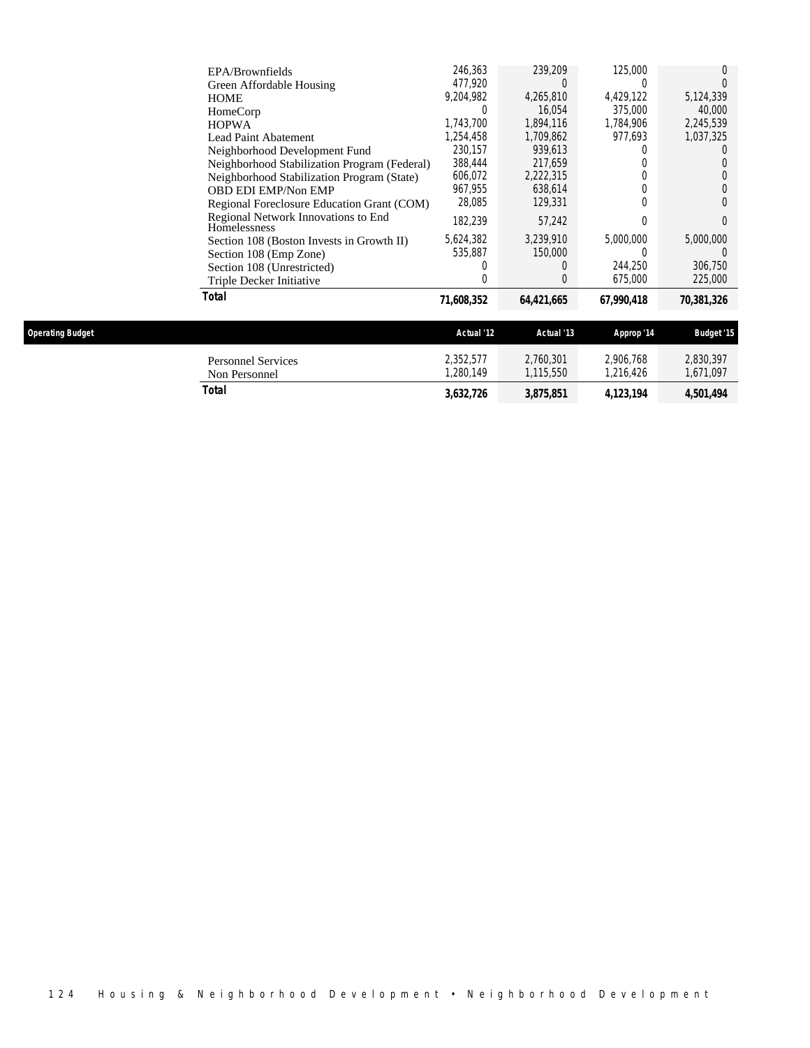| | | | | |
|---|---|---|---|---|
| EPA/Brownfields | 246,363 | 239,209 | 125,000 | 0 |
| Green Affordable Housing | 477,920 | 0 | 0 | 0 |
| HOME | 9,204,982 | 4,265,810 | 4,429,122 | 5,124,339 |
| HomeCorp | 0 | 16,054 | 375,000 | 40,000 |
| HOPWA | 1,743,700 | 1,894,116 | 1,784,906 | 2,245,539 |
| Lead Paint Abatement | 1,254,458 | 1,709,862 | 977,693 | 1,037,325 |
| Neighborhood Development Fund | 230,157 | 939,613 | 0 | 0 |
| Neighborhood Stabilization Program (Federal) | 388,444 | 217,659 | 0 | 0 |
| Neighborhood Stabilization Program (State) | 606,072 | 2,222,315 | 0 | 0 |
| OBD EDI EMP/Non EMP | 967,955 | 638,614 | 0 | 0 |
| Regional Foreclosure Education Grant (COM) | 28,085 | 129,331 | 0 | 0 |
| Regional Network Innovations to End Homelessness | 182,239 | 57,242 | 0 | 0 |
| Section 108 (Boston Invests in Growth II) | 5,624,382 | 3,239,910 | 5,000,000 | 5,000,000 |
| Section 108 (Emp Zone) | 535,887 | 150,000 | 0 | 0 |
| Section 108 (Unrestricted) | 0 | 0 | 244,250 | 306,750 |
| Triple Decker Initiative | 0 | 0 | 675,000 | 225,000 |
| **Total** | **71,608,352** | **64,421,665** | **67,990,418** | **70,381,326** |

| Operating Budget | Actual '12 | Actual '13 | Approp '14 | Budget '15 |
|---|---|---|---|---|
| Personnel Services | 2,352,577 | 2,760,301 | 2,906,768 | 2,830,397 |
| Non Personnel | 1,280,149 | 1,115,550 | 1,216,426 | 1,671,097 |
| **Total** | **3,632,726** | **3,875,851** | **4,123,194** | **4,501,494** |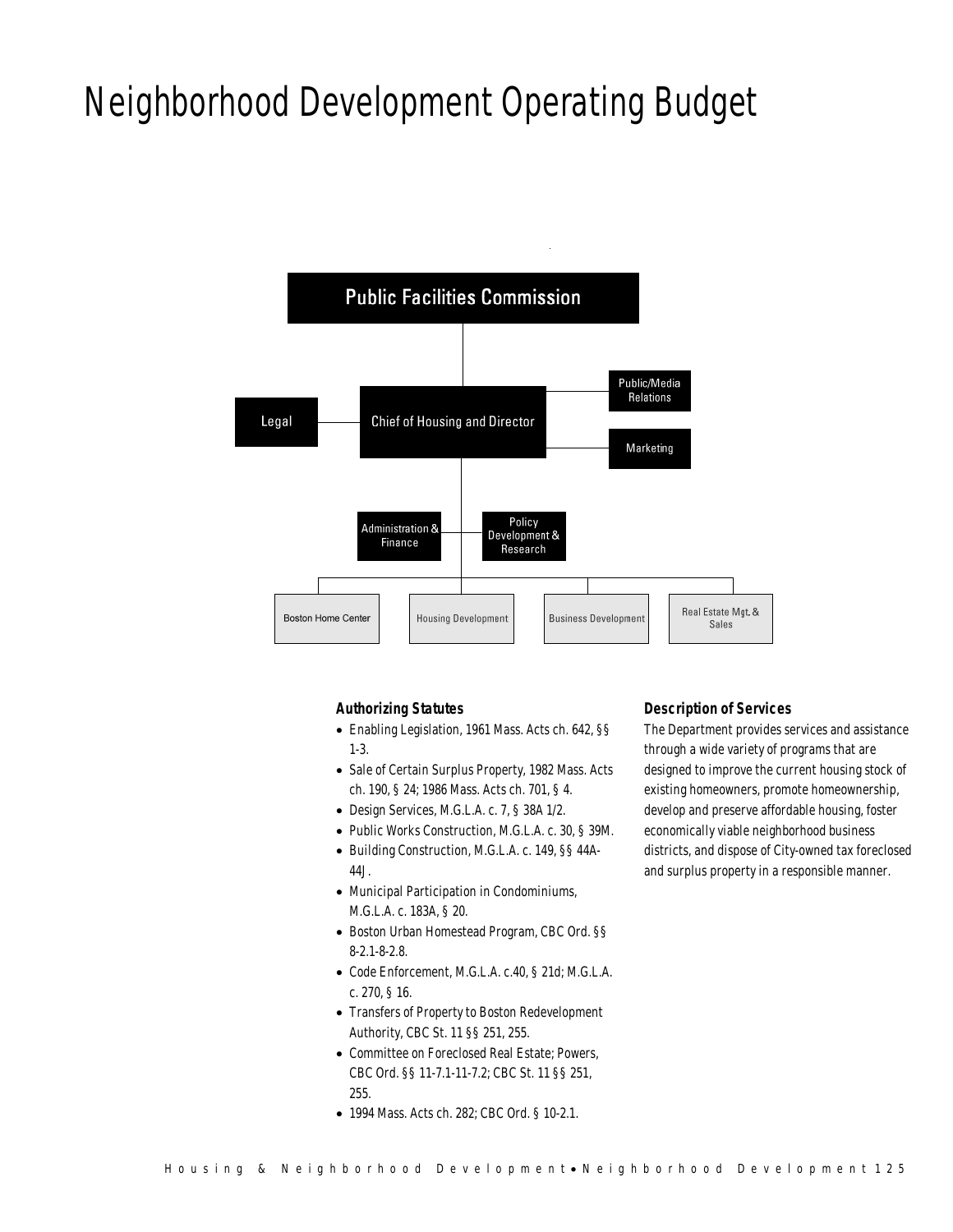# Neighborhood Development Operating Budget

Public Facilities Commission

Chief of Housing and Director

Legal

Public/Media Relations

Marketing

Administration & Finance

Policy Development & Research

Boston Home Center

Housing Development

Business Development

Real Estate Mgt. & Sales

### Authorizing Statutes

- Enabling Legislation, 1961 Mass. Acts ch. 642, §§ 1-3.
- Sale of Certain Surplus Property, 1982 Mass. Acts ch. 190, § 24; 1986 Mass. Acts ch. 701, § 4.
- Design Services, M.G.L.A. c. 7, § 38A 1/2.
- Public Works Construction, M.G.L.A. c. 30, § 39M.
- Building Construction, M.G.L.A. c. 149, §§ 44A-44J.
- Municipal Participation in Condominiums, M.G.L.A. c. 183A, § 20.
- Boston Urban Homestead Program, CBC Ord. §§ 8-2.1-8-2.8.
- Code Enforcement, M.G.L.A. c.40, § 21d; M.G.L.A. c. 270, § 16.
- Transfers of Property to Boston Redevelopment Authority, CBC St. 11 §§ 251, 255.
- Committee on Foreclosed Real Estate; Powers, CBC Ord. §§ 11-7.1-11-7.2; CBC St. 11 §§ 251, 255.
- 1994 Mass. Acts ch. 282; CBC Ord. § 10-2.1.

### Description of Services

The Department provides services and assistance through a wide variety of programs that are designed to improve the current housing stock of existing homeowners, promote homeownership, develop and preserve affordable housing, foster economically viable neighborhood business districts, and dispose of City-owned tax foreclosed and surplus property in a responsible manner.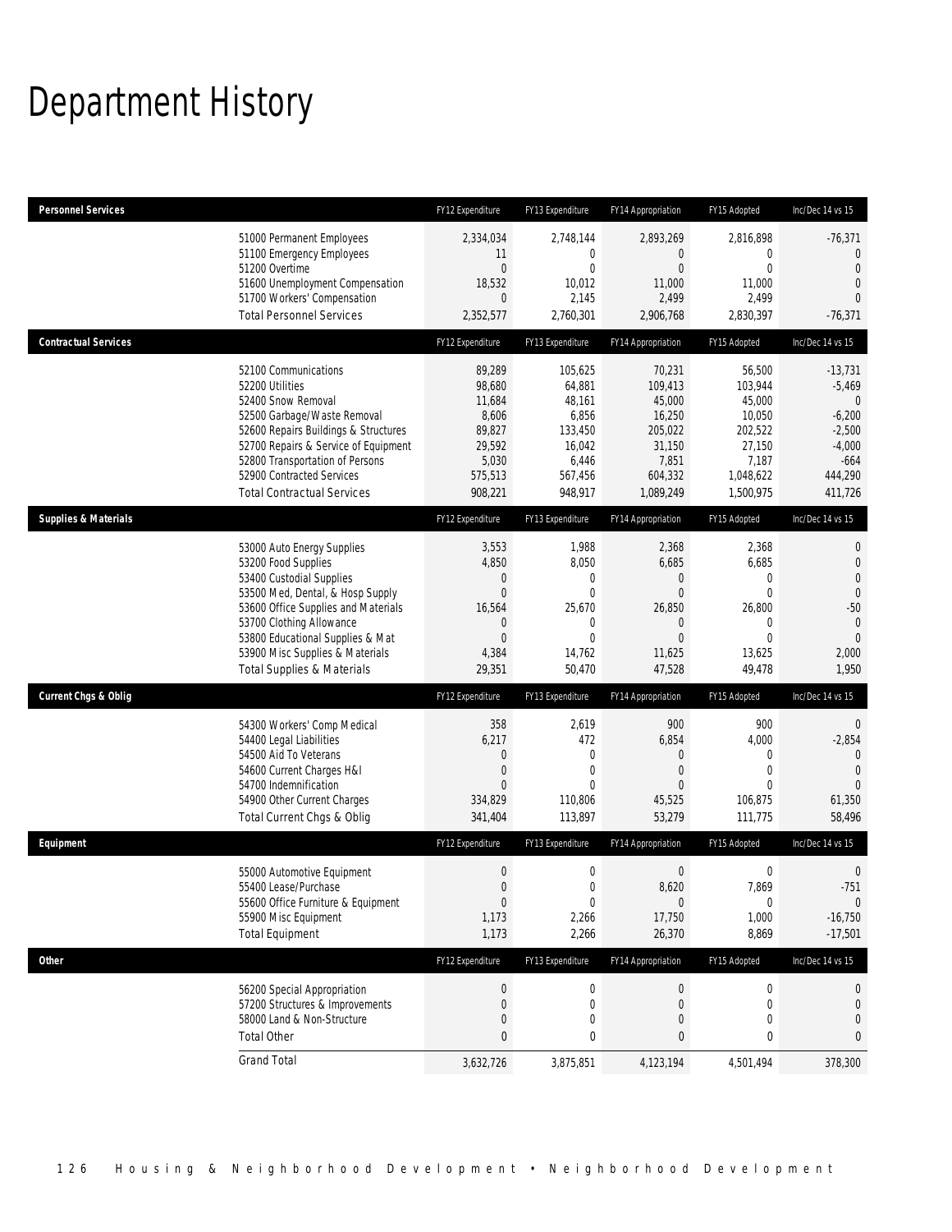# Department History

| Personnel Services | FY12 Expenditure | FY13 Expenditure | FY14 Appropriation | FY15 Adopted | Inc/Dec 14 vs 15 |
|---|---|---|---|---|---|
| 51000 Permanent Employees | 2,334,034 | 2,748,144 | 2,893,269 | 2,816,898 | -76,371 |
| 51100 Emergency Employees | 11 | 0 | 0 | 0 | 0 |
| 51200 Overtime | 0 | 0 | 0 | 0 | 0 |
| 51600 Unemployment Compensation | 18,532 | 10,012 | 11,000 | 11,000 | 0 |
| 51700 Workers' Compensation | 0 | 2,145 | 2,499 | 2,499 | 0 |
| Total Personnel Services | 2,352,577 | 2,760,301 | 2,906,768 | 2,830,397 | -76,371 |
| **Contractual Services** | **FY12 Expenditure** | **FY13 Expenditure** | **FY14 Appropriation** | **FY15 Adopted** | **Inc/Dec 14 vs 15** |
| 52100 Communications | 89,289 | 105,625 | 70,231 | 56,500 | -13,731 |
| 52200 Utilities | 98,680 | 64,881 | 109,413 | 103,944 | -5,469 |
| 52400 Snow Removal | 11,684 | 48,161 | 45,000 | 45,000 | 0 |
| 52500 Garbage/Waste Removal | 8,606 | 6,856 | 16,250 | 10,050 | -6,200 |
| 52600 Repairs Buildings & Structures | 89,827 | 133,450 | 205,022 | 202,522 | -2,500 |
| 52700 Repairs & Service of Equipment | 29,592 | 16,042 | 31,150 | 27,150 | -4,000 |
| 52800 Transportation of Persons | 5,030 | 6,446 | 7,851 | 7,187 | -664 |
| 52900 Contracted Services | 575,513 | 567,456 | 604,332 | 1,048,622 | 444,290 |
| Total Contractual Services | 908,221 | 948,917 | 1,089,249 | 1,500,975 | 411,726 |
| **Supplies & Materials** | **FY12 Expenditure** | **FY13 Expenditure** | **FY14 Appropriation** | **FY15 Adopted** | **Inc/Dec 14 vs 15** |
| 53000 Auto Energy Supplies | 3,553 | 1,988 | 2,368 | 2,368 | 0 |
| 53200 Food Supplies | 4,850 | 8,050 | 6,685 | 6,685 | 0 |
| 53400 Custodial Supplies | 0 | 0 | 0 | 0 | 0 |
| 53500 Med, Dental, & Hosp Supply | 0 | 0 | 0 | 0 | 0 |
| 53600 Office Supplies and Materials | 16,564 | 25,670 | 26,850 | 26,800 | -50 |
| 53700 Clothing Allowance | 0 | 0 | 0 | 0 | 0 |
| 53800 Educational Supplies & Mat | 0 | 0 | 0 | 0 | 0 |
| 53900 Misc Supplies & Materials | 4,384 | 14,762 | 11,625 | 13,625 | 2,000 |
| Total Supplies & Materials | 29,351 | 50,470 | 47,528 | 49,478 | 1,950 |
| **Current Chgs & Oblig** | **FY12 Expenditure** | **FY13 Expenditure** | **FY14 Appropriation** | **FY15 Adopted** | **Inc/Dec 14 vs 15** |
| 54300 Workers' Comp Medical | 358 | 2,619 | 900 | 900 | 0 |
| 54400 Legal Liabilities | 6,217 | 472 | 6,854 | 4,000 | -2,854 |
| 54500 Aid To Veterans | 0 | 0 | 0 | 0 | 0 |
| 54600 Current Charges H&I | 0 | 0 | 0 | 0 | 0 |
| 54700 Indemnification | 0 | 0 | 0 | 0 | 0 |
| 54900 Other Current Charges | 334,829 | 110,806 | 45,525 | 106,875 | 61,350 |
| Total Current Chgs & Oblig | 341,404 | 113,897 | 53,279 | 111,775 | 58,496 |
| **Equipment** | **FY12 Expenditure** | **FY13 Expenditure** | **FY14 Appropriation** | **FY15 Adopted** | **Inc/Dec 14 vs 15** |
| 55000 Automotive Equipment | 0 | 0 | 0 | 0 | 0 |
| 55400 Lease/Purchase | 0 | 0 | 8,620 | 7,869 | -751 |
| 55600 Office Furniture & Equipment | 0 | 0 | 0 | 0 | 0 |
| 55900 Misc Equipment | 1,173 | 2,266 | 17,750 | 1,000 | -16,750 |
| Total Equipment | 1,173 | 2,266 | 26,370 | 8,869 | -17,501 |
| **Other** | **FY12 Expenditure** | **FY13 Expenditure** | **FY14 Appropriation** | **FY15 Adopted** | **Inc/Dec 14 vs 15** |
| 56200 Special Appropriation | 0 | 0 | 0 | 0 | 0 |
| 57200 Structures & Improvements | 0 | 0 | 0 | 0 | 0 |
| 58000 Land & Non-Structure | 0 | 0 | 0 | 0 | 0 |
| Total Other | 0 | 0 | 0 | 0 | 0 |
| Grand Total | 3,632,726 | 3,875,851 | 4,123,194 | 4,501,494 | 378,300 |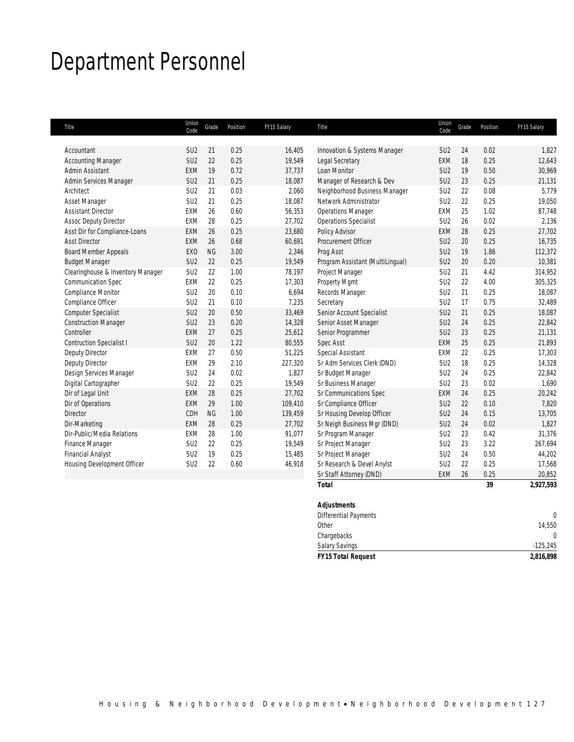# Department Personnel

| Title | Union Code | Grade | Position | FY15 Salary |
|---|---|---|---|---|
| Accountant | SU2 | 21 | 0.25 | 16,405 |
| Accounting Manager | SU2 | 22 | 0.25 | 19,549 |
| Admin Assistant | EXM | 19 | 0.72 | 37,737 |
| Admin Services Manager | SU2 | 21 | 0.25 | 18,087 |
| Architect | SU2 | 21 | 0.03 | 2,060 |
| Asset Manager | SU2 | 21 | 0.25 | 18,087 |
| Assistant Director | EXM | 26 | 0.60 | 56,353 |
| Assoc Deputy Director | EXM | 28 | 0.25 | 27,702 |
| Asst Dir for Compliance-Loans | EXM | 26 | 0.25 | 23,680 |
| Asst Director | EXM | 26 | 0.68 | 60,691 |
| Board Member Appeals | EXO | NG | 3.00 | 2,346 |
| Budget Manager | SU2 | 22 | 0.25 | 19,549 |
| Clearinghouse & Inventory Manager | SU2 | 22 | 1.00 | 78,197 |
| Communication Spec | EXM | 22 | 0.25 | 17,303 |
| Compliance Monitor | SU2 | 20 | 0.10 | 6,694 |
| Compliance Officer | SU2 | 21 | 0.10 | 7,235 |
| Computer Specialist | SU2 | 20 | 0.50 | 33,469 |
| Construction Manager | SU2 | 23 | 0.20 | 14,328 |
| Controller | EXM | 27 | 0.25 | 25,612 |
| Contruction Specialist I | SU2 | 20 | 1.22 | 80,555 |
| Deputy Director | EXM | 27 | 0.50 | 51,225 |
| Deputy Director | EXM | 29 | 2.10 | 227,320 |
| Design Services Manager | SU2 | 24 | 0.02 | 1,827 |
| Digital Cartographer | SU2 | 22 | 0.25 | 19,549 |
| Dir of Legal Unit | EXM | 28 | 0.25 | 27,702 |
| Dir of Operations | EXM | 29 | 1.00 | 109,410 |
| Director | CDH | NG | 1.00 | 139,459 |
| Dir-Marketing | EXM | 28 | 0.25 | 27,702 |
| Dir-Public/Media Relations | EXM | 28 | 1.00 | 91,077 |
| Finance Manager | SU2 | 22 | 0.25 | 19,549 |
| Financial Analyst | SU2 | 19 | 0.25 | 15,485 |
| Housing Development Officer | SU2 | 22 | 0.60 | 46,918 |
| Innovation & Systems Manager | SU2 | 24 | 0.02 | 1,827 |
| Legal Secretary | EXM | 18 | 0.25 | 12,643 |
| Loan Monitor | SU2 | 19 | 0.50 | 30,969 |
| Manager of Research & Dev | SU2 | 23 | 0.25 | 21,131 |
| Neighborhood Business Manager | SU2 | 22 | 0.08 | 5,779 |
| Network Administrator | SU2 | 22 | 0.25 | 19,050 |
| Operations Manager | EXM | 25 | 1.02 | 87,748 |
| Operations Specialist | SU2 | 26 | 0.02 | 2,136 |
| Policy Advisor | EXM | 28 | 0.25 | 27,702 |
| Procurement Officer | SU2 | 20 | 0.25 | 16,735 |
| Prog Asst | SU2 | 19 | 1.86 | 112,372 |
| Program Assistant (MultiLingual) | SU2 | 20 | 0.20 | 10,381 |
| Project Manager | SU2 | 21 | 4.42 | 314,952 |
| Property Mgmt | SU2 | 22 | 4.00 | 305,325 |
| Records Manager | SU2 | 21 | 0.25 | 18,087 |
| Secretary | SU2 | 17 | 0.75 | 32,489 |
| Senior Account Specialist | SU2 | 21 | 0.25 | 18,087 |
| Senior Asset Manager | SU2 | 24 | 0.25 | 22,842 |
| Senior Programmer | SU2 | 23 | 0.25 | 21,131 |
| Spec Asst | EXM | 25 | 0.25 | 21,893 |
| Special Assistant | EXM | 22 | 0.25 | 17,303 |
| Sr Adm Services Clerk (DND) | SU2 | 18 | 0.25 | 14,328 |
| Sr Budget Manager | SU2 | 24 | 0.25 | 22,842 |
| Sr Business Manager | SU2 | 23 | 0.02 | 1,690 |
| Sr Communications Spec | EXM | 24 | 0.25 | 20,242 |
| Sr Compliance Officer | SU2 | 22 | 0.10 | 7,820 |
| Sr Housing Develop Officer | SU2 | 24 | 0.15 | 13,705 |
| Sr Neigh Business Mgr (DND) | SU2 | 24 | 0.02 | 1,827 |
| Sr Program Manager | SU2 | 23 | 0.42 | 31,376 |
| Sr Project Manager | SU2 | 23 | 3.22 | 267,694 |
| Sr Project Manager | SU2 | 24 | 0.50 | 44,202 |
| Sr Research & Devel Anylst | SU2 | 22 | 0.25 | 17,568 |
| Sr Staff Attorney (DND) | EXM | 26 | 0.25 | 20,852 |
| **Total** | | | **39** | **2,927,593** |

| **Adjustments** | |
|---|---|
| Differential Payments | 0 |
| Other | 14,550 |
| Chargebacks | 0 |
| Salary Savings | -125,245 |
| ***FY15 Total Request*** | **2,816,898** |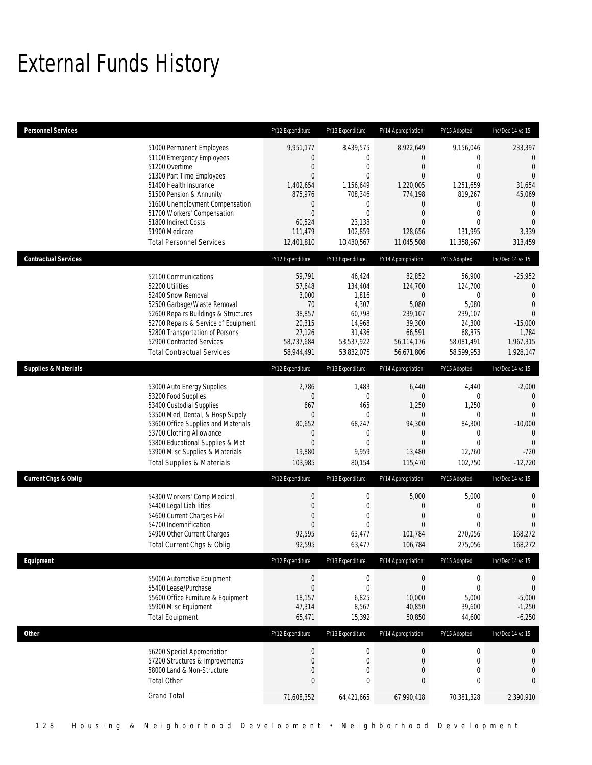# External Funds History

| Personnel Services | FY12 Expenditure | FY13 Expenditure | FY14 Appropriation | FY15 Adopted | Inc/Dec 14 vs 15 |
|---|---|---|---|---|---|
| 51000 Permanent Employees | 9,951,177 | 8,439,575 | 8,922,649 | 9,156,046 | 233,397 |
| 51100 Emergency Employees | 0 | 0 | 0 | 0 | 0 |
| 51200 Overtime | 0 | 0 | 0 | 0 | 0 |
| 51300 Part Time Employees | 0 | 0 | 0 | 0 | 0 |
| 51400 Health Insurance | 1,402,654 | 1,156,649 | 1,220,005 | 1,251,659 | 31,654 |
| 51500 Pension & Annunity | 875,976 | 708,346 | 774,198 | 819,267 | 45,069 |
| 51600 Unemployment Compensation | 0 | 0 | 0 | 0 | 0 |
| 51700 Workers' Compensation | 0 | 0 | 0 | 0 | 0 |
| 51800 Indirect Costs | 60,524 | 23,138 | 0 | 0 | 0 |
| 51900 Medicare | 111,479 | 102,859 | 128,656 | 131,995 | 3,339 |
| Total Personnel Services | 12,401,810 | 10,430,567 | 11,045,508 | 11,358,967 | 313,459 |

| Contractual Services | FY12 Expenditure | FY13 Expenditure | FY14 Appropriation | FY15 Adopted | Inc/Dec 14 vs 15 |
|---|---|---|---|---|---|
| 52100 Communications | 59,791 | 46,424 | 82,852 | 56,900 | -25,952 |
| 52200 Utilities | 57,648 | 134,404 | 124,700 | 124,700 | 0 |
| 52400 Snow Removal | 3,000 | 1,816 | 0 | 0 | 0 |
| 52500 Garbage/Waste Removal | 70 | 4,307 | 5,080 | 5,080 | 0 |
| 52600 Repairs Buildings & Structures | 38,857 | 60,798 | 239,107 | 239,107 | 0 |
| 52700 Repairs & Service of Equipment | 20,315 | 14,968 | 39,300 | 24,300 | -15,000 |
| 52800 Transportation of Persons | 27,126 | 31,436 | 66,591 | 68,375 | 1,784 |
| 52900 Contracted Services | 58,737,684 | 53,537,922 | 56,114,176 | 58,081,491 | 1,967,315 |
| Total Contractual Services | 58,944,491 | 53,832,075 | 56,671,806 | 58,599,953 | 1,928,147 |

| Supplies & Materials | FY12 Expenditure | FY13 Expenditure | FY14 Appropriation | FY15 Adopted | Inc/Dec 14 vs 15 |
|---|---|---|---|---|---|
| 53000 Auto Energy Supplies | 2,786 | 1,483 | 6,440 | 4,440 | -2,000 |
| 53200 Food Supplies | 0 | 0 | 0 | 0 | 0 |
| 53400 Custodial Supplies | 667 | 465 | 1,250 | 1,250 | 0 |
| 53500 Med, Dental, & Hosp Supply | 0 | 0 | 0 | 0 | 0 |
| 53600 Office Supplies and Materials | 80,652 | 68,247 | 94,300 | 84,300 | -10,000 |
| 53700 Clothing Allowance | 0 | 0 | 0 | 0 | 0 |
| 53800 Educational Supplies & Mat | 0 | 0 | 0 | 0 | 0 |
| 53900 Misc Supplies & Materials | 19,880 | 9,959 | 13,480 | 12,760 | -720 |
| Total Supplies & Materials | 103,985 | 80,154 | 115,470 | 102,750 | -12,720 |

| Current Chgs & Oblig | FY12 Expenditure | FY13 Expenditure | FY14 Appropriation | FY15 Adopted | Inc/Dec 14 vs 15 |
|---|---|---|---|---|---|
| 54300 Workers' Comp Medical | 0 | 0 | 5,000 | 5,000 | 0 |
| 54400 Legal Liabilities | 0 | 0 | 0 | 0 | 0 |
| 54600 Current Charges H&I | 0 | 0 | 0 | 0 | 0 |
| 54700 Indemnification | 0 | 0 | 0 | 0 | 0 |
| 54900 Other Current Charges | 92,595 | 63,477 | 101,784 | 270,056 | 168,272 |
| Total Current Chgs & Oblig | 92,595 | 63,477 | 106,784 | 275,056 | 168,272 |

| Equipment | FY12 Expenditure | FY13 Expenditure | FY14 Appropriation | FY15 Adopted | Inc/Dec 14 vs 15 |
|---|---|---|---|---|---|
| 55000 Automotive Equipment | 0 | 0 | 0 | 0 | 0 |
| 55400 Lease/Purchase | 0 | 0 | 0 | 0 | 0 |
| 55600 Office Furniture & Equipment | 18,157 | 6,825 | 10,000 | 5,000 | -5,000 |
| 55900 Misc Equipment | 47,314 | 8,567 | 40,850 | 39,600 | -1,250 |
| Total Equipment | 65,471 | 15,392 | 50,850 | 44,600 | -6,250 |

| Other | FY12 Expenditure | FY13 Expenditure | FY14 Appropriation | FY15 Adopted | Inc/Dec 14 vs 15 |
|---|---|---|---|---|---|
| 56200 Special Appropriation | 0 | 0 | 0 | 0 | 0 |
| 57200 Structures & Improvements | 0 | 0 | 0 | 0 | 0 |
| 58000 Land & Non-Structure | 0 | 0 | 0 | 0 | 0 |
| Total Other | 0 | 0 | 0 | 0 | 0 |
| Grand Total | 71,608,352 | 64,421,665 | 67,990,418 | 70,381,328 | 2,390,910 |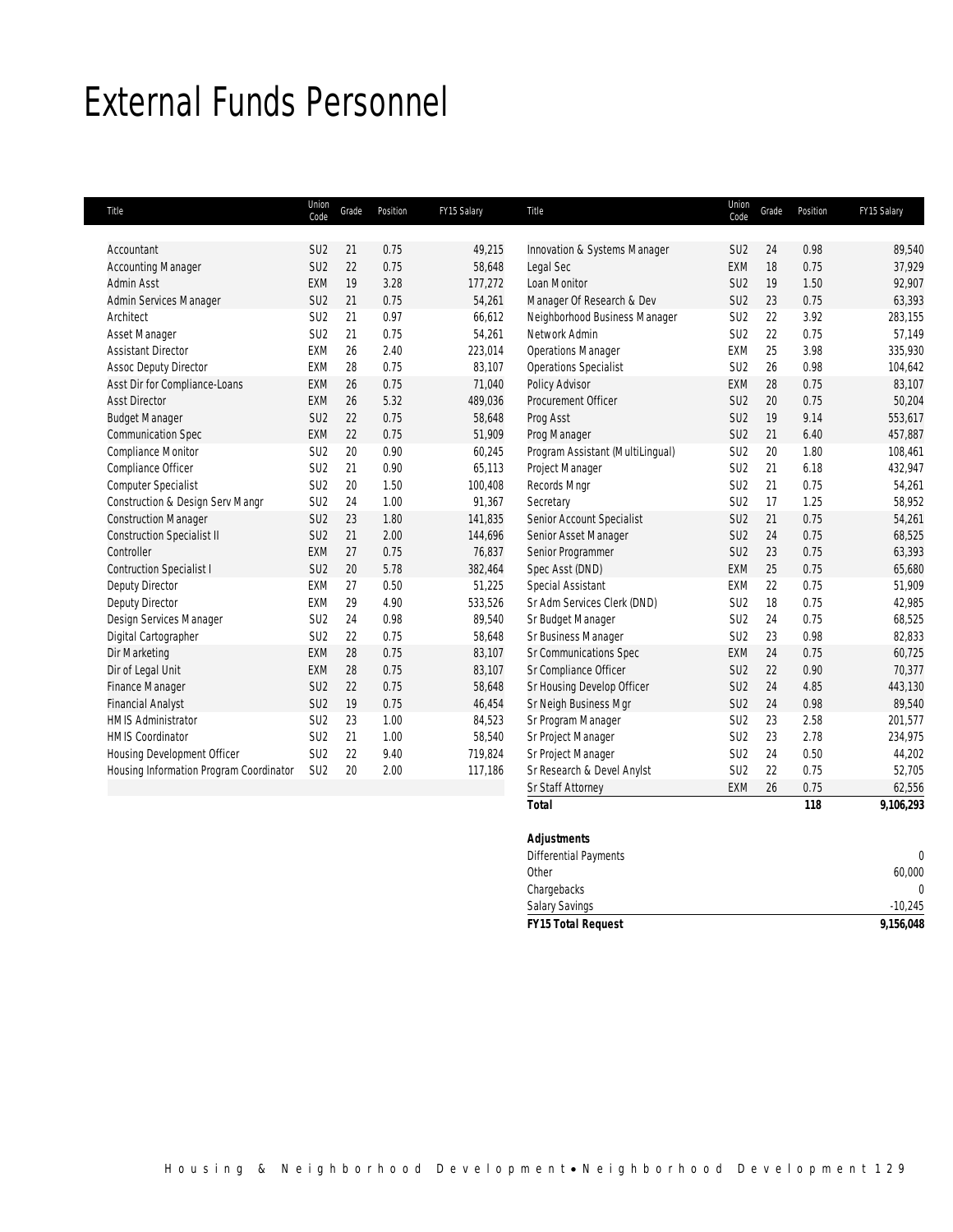# External Funds Personnel

| Title | Union Code | Grade | Position | FY15 Salary |
|---|---|---|---|---|
| Accountant | SU2 | 21 | 0.75 | 49,215 |
| Accounting Manager | SU2 | 22 | 0.75 | 58,648 |
| Admin Asst | EXM | 19 | 3.28 | 177,272 |
| Admin Services Manager | SU2 | 21 | 0.75 | 54,261 |
| Architect | SU2 | 21 | 0.97 | 66,612 |
| Asset Manager | SU2 | 21 | 0.75 | 54,261 |
| Assistant Director | EXM | 26 | 2.40 | 223,014 |
| Assoc Deputy Director | EXM | 28 | 0.75 | 83,107 |
| Asst Dir for Compliance-Loans | EXM | 26 | 0.75 | 71,040 |
| Asst Director | EXM | 26 | 5.32 | 489,036 |
| Budget Manager | SU2 | 22 | 0.75 | 58,648 |
| Communication Spec | EXM | 22 | 0.75 | 51,909 |
| Compliance Monitor | SU2 | 20 | 0.90 | 60,245 |
| Compliance Officer | SU2 | 21 | 0.90 | 65,113 |
| Computer Specialist | SU2 | 20 | 1.50 | 100,408 |
| Construction & Design Serv Mangr | SU2 | 24 | 1.00 | 91,367 |
| Construction Manager | SU2 | 23 | 1.80 | 141,835 |
| Construction Specialist II | SU2 | 21 | 2.00 | 144,696 |
| Controller | EXM | 27 | 0.75 | 76,837 |
| Contruction Specialist I | SU2 | 20 | 5.78 | 382,464 |
| Deputy Director | EXM | 27 | 0.50 | 51,225 |
| Deputy Director | EXM | 29 | 4.90 | 533,526 |
| Design Services Manager | SU2 | 24 | 0.98 | 89,540 |
| Digital Cartographer | SU2 | 22 | 0.75 | 58,648 |
| Dir Marketing | EXM | 28 | 0.75 | 83,107 |
| Dir of Legal Unit | EXM | 28 | 0.75 | 83,107 |
| Finance Manager | SU2 | 22 | 0.75 | 58,648 |
| Financial Analyst | SU2 | 19 | 0.75 | 46,454 |
| HMIS Administrator | SU2 | 23 | 1.00 | 84,523 |
| HMIS Coordinator | SU2 | 21 | 1.00 | 58,540 |
| Housing Development Officer | SU2 | 22 | 9.40 | 719,824 |
| Housing Information Program Coordinator | SU2 | 20 | 2.00 | 117,186 |
| Innovation & Systems Manager | SU2 | 24 | 0.98 | 89,540 |
| Legal Sec | EXM | 18 | 0.75 | 37,929 |
| Loan Monitor | SU2 | 19 | 1.50 | 92,907 |
| Manager Of Research & Dev | SU2 | 23 | 0.75 | 63,393 |
| Neighborhood Business Manager | SU2 | 22 | 3.92 | 283,155 |
| Network Admin | SU2 | 22 | 0.75 | 57,149 |
| Operations Manager | EXM | 25 | 3.98 | 335,930 |
| Operations Specialist | SU2 | 26 | 0.98 | 104,642 |
| Policy Advisor | EXM | 28 | 0.75 | 83,107 |
| Procurement Officer | SU2 | 20 | 0.75 | 50,204 |
| Prog Asst | SU2 | 19 | 9.14 | 553,617 |
| Prog Manager | SU2 | 21 | 6.40 | 457,887 |
| Program Assistant (MultiLingual) | SU2 | 20 | 1.80 | 108,461 |
| Project Manager | SU2 | 21 | 6.18 | 432,947 |
| Records Mngr | SU2 | 21 | 0.75 | 54,261 |
| Secretary | SU2 | 17 | 1.25 | 58,952 |
| Senior Account Specialist | SU2 | 21 | 0.75 | 54,261 |
| Senior Asset Manager | SU2 | 24 | 0.75 | 68,525 |
| Senior Programmer | SU2 | 23 | 0.75 | 63,393 |
| Spec Asst (DND) | EXM | 25 | 0.75 | 65,680 |
| Special Assistant | EXM | 22 | 0.75 | 51,909 |
| Sr Adm Services Clerk (DND) | SU2 | 18 | 0.75 | 42,985 |
| Sr Budget Manager | SU2 | 24 | 0.75 | 68,525 |
| Sr Business Manager | SU2 | 23 | 0.98 | 82,833 |
| Sr Communications Spec | EXM | 24 | 0.75 | 60,725 |
| Sr Compliance Officer | SU2 | 22 | 0.90 | 70,377 |
| Sr Housing Develop Officer | SU2 | 24 | 4.85 | 443,130 |
| Sr Neigh Business Mgr | SU2 | 24 | 0.98 | 89,540 |
| Sr Program Manager | SU2 | 23 | 2.58 | 201,577 |
| Sr Project Manager | SU2 | 23 | 2.78 | 234,975 |
| Sr Project Manager | SU2 | 24 | 0.50 | 44,202 |
| Sr Research & Devel Anylst | SU2 | 22 | 0.75 | 52,705 |
| Sr Staff Attorney | EXM | 26 | 0.75 | 62,556 |
| **Total** | | | **118** | **9,106,293** |

| **Adjustments** | |
|---|---|
| Differential Payments | 0 |
| Other | 60,000 |
| Chargebacks | 0 |
| Salary Savings | -10,245 |
| **FY15 Total Request** | **9,156,048** |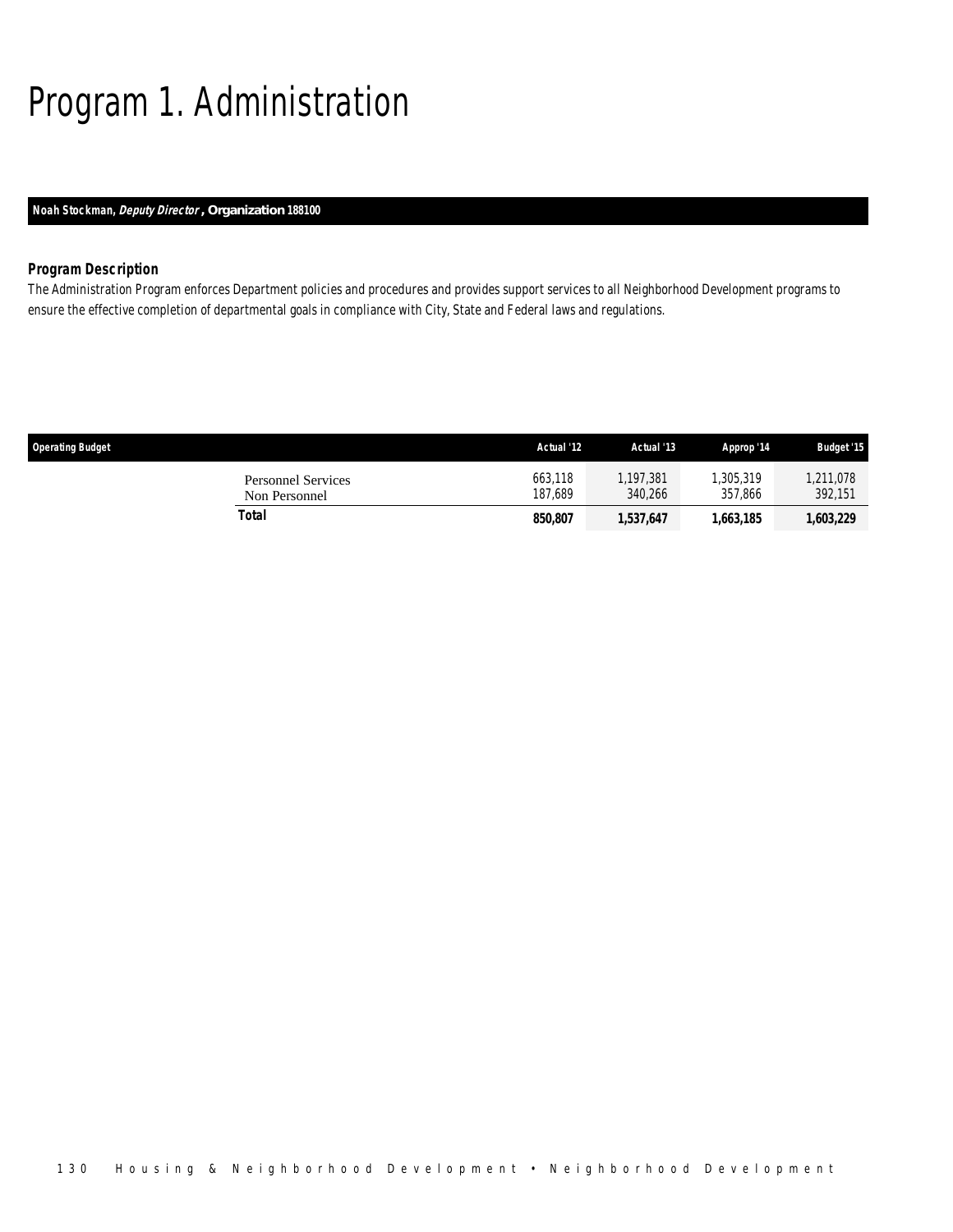# Program 1. Administration

***Noah Stockman,** Deputy Director*, **Organization** 188100

### *Program Description*

*The Administration Program enforces Department policies and procedures and provides support services to all Neighborhood Development programs to ensure the effective completion of departmental goals in compliance with City, State and Federal laws and regulations.*

| Operating Budget | Actual '12 | Actual '13 | Approp '14 | Budget '15 |
|---|---|---|---|---|
| Personnel Services | 663,118 | 1,197,381 | 1,305,319 | 1,211,078 |
| Non Personnel | 187,689 | 340,266 | 357,866 | 392,151 |
| **Total** | **850,807** | **1,537,647** | **1,663,185** | **1,603,229** |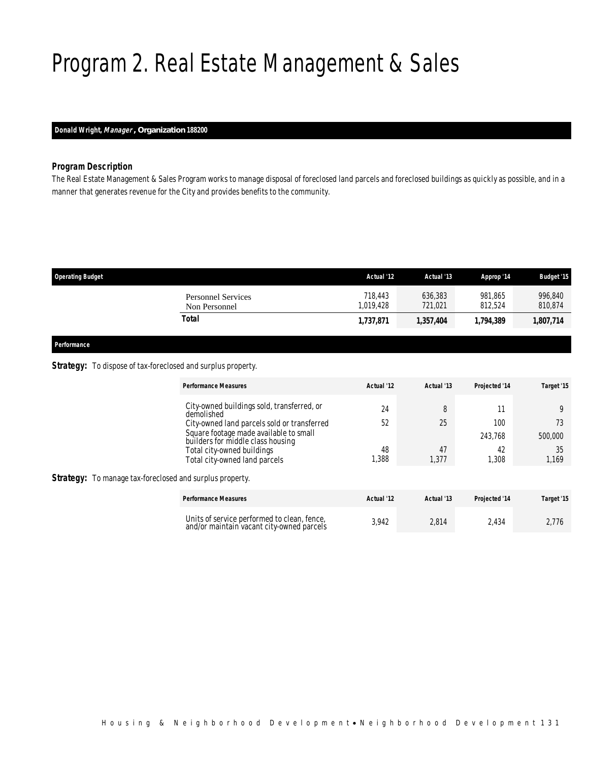# Program 2. Real Estate Management & Sales

**Donald Wright, *Manager*, Organization 188200**

### Program Description

The Real Estate Management & Sales Program works to manage disposal of foreclosed land parcels and foreclosed buildings as quickly as possible, and in a manner that generates revenue for the City and provides benefits to the community.

| Operating Budget | Actual '12 | Actual '13 | Approp '14 | Budget '15 |
|---|---|---|---|---|
| Personnel Services | 718,443 | 636,383 | 981,865 | 996,840 |
| Non Personnel | 1,019,428 | 721,021 | 812,524 | 810,874 |
| **Total** | **1,737,871** | **1,357,404** | **1,794,389** | **1,807,714** |

### Performance

**Strategy:** To dispose of tax-foreclosed and surplus property.

| Performance Measures | Actual '12 | Actual '13 | Projected '14 | Target '15 |
|---|---|---|---|---|
| City-owned buildings sold, transferred, or demolished | 24 | 8 | 11 | 9 |
| City-owned land parcels sold or transferred | 52 | 25 | 100 | 73 |
| Square footage made available to small builders for middle class housing | | | 243,768 | 500,000 |
| Total city-owned buildings | 48 | 47 | 42 | 35 |
| Total city-owned land parcels | 1,388 | 1,377 | 1,308 | 1,169 |

**Strategy:** To manage tax-foreclosed and surplus property.

| Performance Measures | Actual '12 | Actual '13 | Projected '14 | Target '15 |
|---|---|---|---|---|
| Units of service performed to clean, fence, and/or maintain vacant city-owned parcels | 3,942 | 2,814 | 2,434 | 2,776 |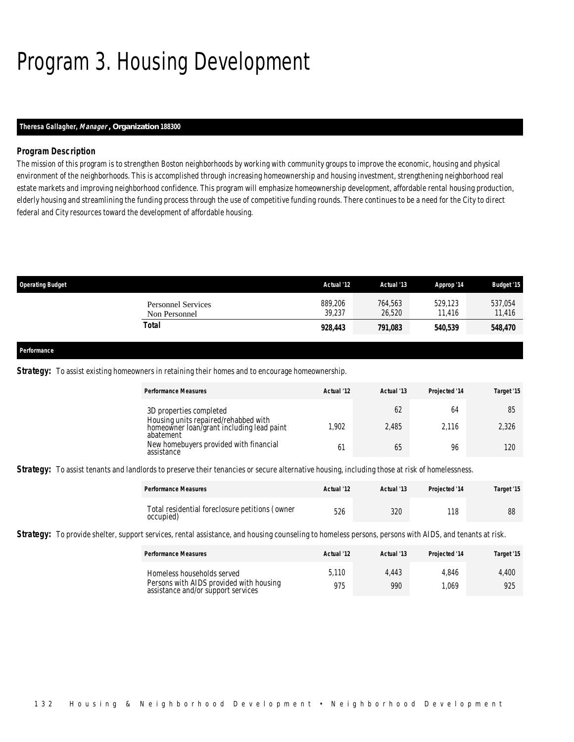# Program 3. Housing Development

**Theresa Gallagher, *Manager*, Organization 188300**

### *Program Description*

The mission of this program is to strengthen Boston neighborhoods by working with community groups to improve the economic, housing and physical environment of the neighborhoods. This is accomplished through increasing homeownership and housing investment, strengthening neighborhood real estate markets and improving neighborhood confidence. This program will emphasize homeownership development, affordable rental housing production, elderly housing and streamlining the funding process through the use of competitive funding rounds. There continues to be a need for the City to direct federal and City resources toward the development of affordable housing.

| Operating Budget | Actual '12 | Actual '13 | Approp '14 | Budget '15 |
|---|---|---|---|---|
| Personnel Services | 889,206 | 764,563 | 529,123 | 537,054 |
| Non Personnel | 39,237 | 26,520 | 11,416 | 11,416 |
| **Total** | **928,443** | **791,083** | **540,539** | **548,470** |

### Performance

**Strategy:** To assist existing homeowners in retaining their homes and to encourage homeownership.

| Performance Measures | Actual '12 | Actual '13 | Projected '14 | Target '15 |
|---|---|---|---|---|
| 3D properties completed | | 62 | 64 | 85 |
| Housing units repaired/rehabbed with homeowner loan/grant including lead paint abatement | 1,902 | 2,485 | 2,116 | 2,326 |
| New homebuyers provided with financial assistance | 61 | 65 | 96 | 120 |

**Strategy:** To assist tenants and landlords to preserve their tenancies or secure alternative housing, including those at risk of homelessness.

| Performance Measures | Actual '12 | Actual '13 | Projected '14 | Target '15 |
|---|---|---|---|---|
| Total residential foreclosure petitions ( owner occupied) | 526 | 320 | 118 | 88 |

**Strategy:** To provide shelter, support services, rental assistance, and housing counseling to homeless persons, persons with AIDS, and tenants at risk.

| Performance Measures | Actual '12 | Actual '13 | Projected '14 | Target '15 |
|---|---|---|---|---|
| Homeless households served | 5,110 | 4,443 | 4,846 | 4,400 |
| Persons with AIDS provided with housing assistance and/or support services | 975 | 990 | 1,069 | 925 |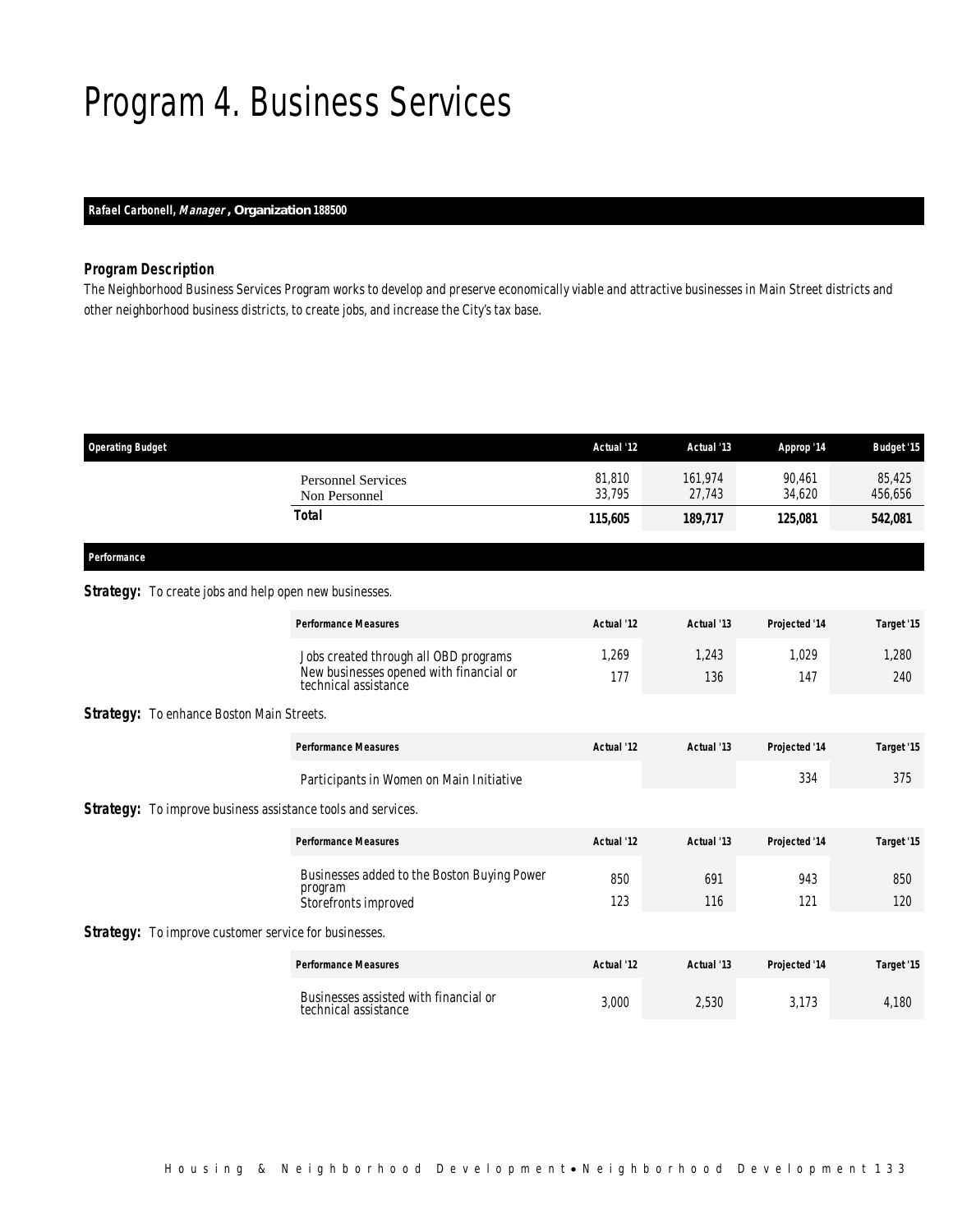# Program 4. Business Services

**Rafael Carbonell, *Manager*, Organization 188500**

### *Program Description*

The Neighborhood Business Services Program works to develop and preserve economically viable and attractive businesses in Main Street districts and other neighborhood business districts, to create jobs, and increase the City's tax base.

| Operating Budget | Actual '12 | Actual '13 | Approp '14 | Budget '15 |
|---|---|---|---|---|
| Personnel Services | 81,810 | 161,974 | 90,461 | 85,425 |
| Non Personnel | 33,795 | 27,743 | 34,620 | 456,656 |
| **Total** | **115,605** | **189,717** | **125,081** | **542,081** |

### *Performance*

**Strategy:** To create jobs and help open new businesses.

| Performance Measures | Actual '12 | Actual '13 | Projected '14 | Target '15 |
|---|---|---|---|---|
| Jobs created through all OBD programs | 1,269 | 1,243 | 1,029 | 1,280 |
| New businesses opened with financial or technical assistance | 177 | 136 | 147 | 240 |

**Strategy:** To enhance Boston Main Streets.

| Performance Measures | Actual '12 | Actual '13 | Projected '14 | Target '15 |
|---|---|---|---|---|
| Participants in Women on Main Initiative | | | 334 | 375 |

**Strategy:** To improve business assistance tools and services.

| Performance Measures | Actual '12 | Actual '13 | Projected '14 | Target '15 |
|---|---|---|---|---|
| Businesses added to the Boston Buying Power program | 850 | 691 | 943 | 850 |
| Storefronts improved | 123 | 116 | 121 | 120 |

**Strategy:** To improve customer service for businesses.

| Performance Measures | Actual '12 | Actual '13 | Projected '14 | Target '15 |
|---|---|---|---|---|
| Businesses assisted with financial or technical assistance | 3,000 | 2,530 | 3,173 | 4,180 |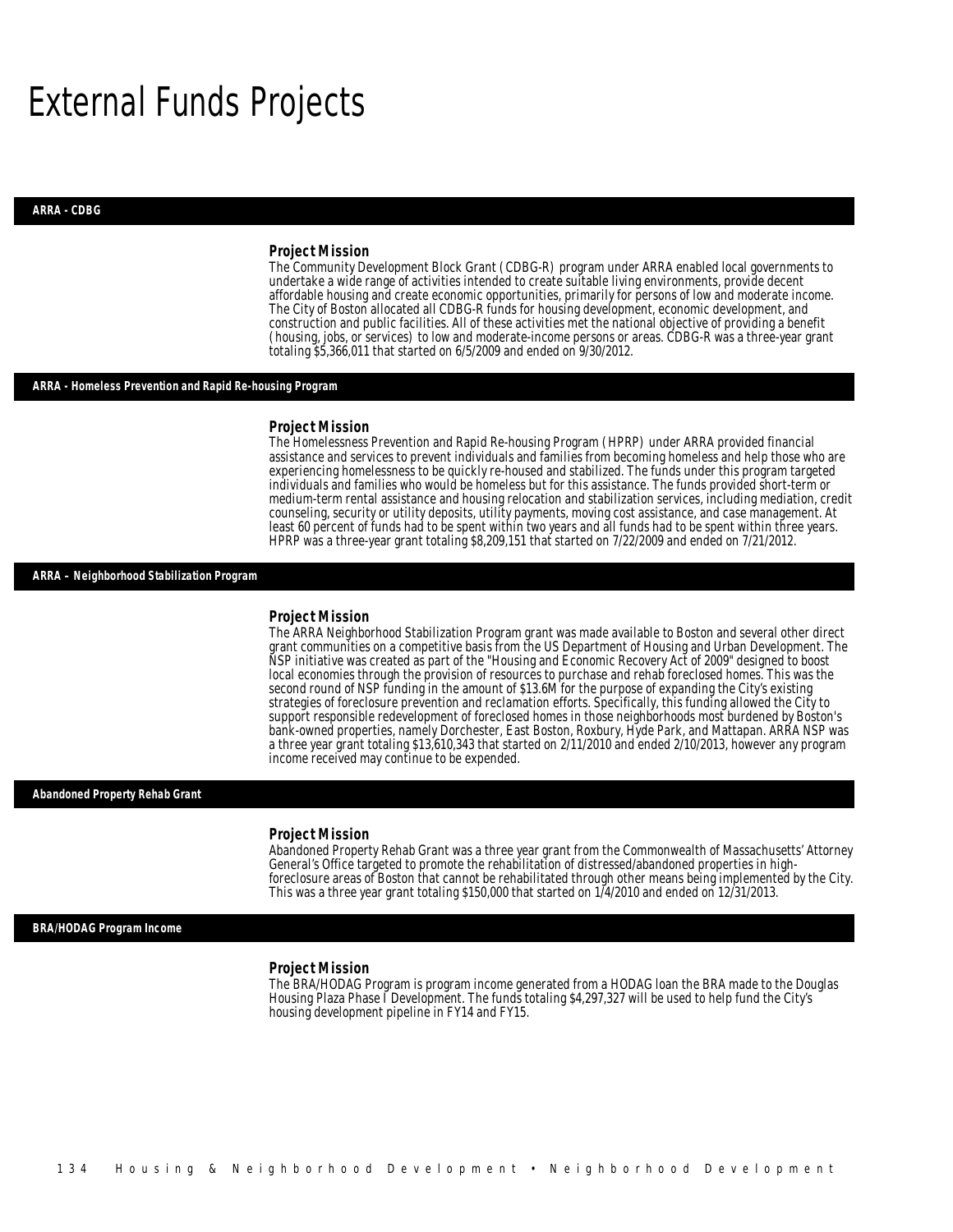# External Funds Projects

## ARRA - CDBG

### Project Mission

The Community Development Block Grant (CDBG-R) program under ARRA enabled local governments to undertake a wide range of activities intended to create suitable living environments, provide decent affordable housing and create economic opportunities, primarily for persons of low and moderate income. The City of Boston allocated all CDBG-R funds for housing development, economic development, and construction and public facilities. All of these activities met the national objective of providing a benefit (housing, jobs, or services) to low and moderate-income persons or areas. CDBG-R was a three-year grant totaling $5,366,011 that started on 6/5/2009 and ended on 9/30/2012.

## ARRA - Homeless Prevention and Rapid Re-housing Program

### Project Mission

The Homelessness Prevention and Rapid Re-housing Program (HPRP) under ARRA provided financial assistance and services to prevent individuals and families from becoming homeless and help those who are experiencing homelessness to be quickly re-housed and stabilized. The funds under this program targeted individuals and families who would be homeless but for this assistance. The funds provided short-term or medium-term rental assistance and housing relocation and stabilization services, including mediation, credit counseling, security or utility deposits, utility payments, moving cost assistance, and case management. At least 60 percent of funds had to be spent within two years and all funds had to be spent within three years. HPRP was a three-year grant totaling $8,209,151 that started on 7/22/2009 and ended on 7/21/2012.

## ARRA – Neighborhood Stabilization Program

### Project Mission

The ARRA Neighborhood Stabilization Program grant was made available to Boston and several other direct grant communities on a competitive basis from the US Department of Housing and Urban Development. The NSP initiative was created as part of the "Housing and Economic Recovery Act of 2009" designed to boost local economies through the provision of resources to purchase and rehab foreclosed homes. This was the second round of NSP funding in the amount of $13.6M for the purpose of expanding the City's existing strategies of foreclosure prevention and reclamation efforts. Specifically, this funding allowed the City to support responsible redevelopment of foreclosed homes in those neighborhoods most burdened by Boston's bank-owned properties, namely Dorchester, East Boston, Roxbury, Hyde Park, and Mattapan. ARRA NSP was a three year grant totaling $13,610,343 that started on 2/11/2010 and ended 2/10/2013, however any program income received may continue to be expended.

## Abandoned Property Rehab Grant

### Project Mission

Abandoned Property Rehab Grant was a three year grant from the Commonwealth of Massachusetts' Attorney General's Office targeted to promote the rehabilitation of distressed/abandoned properties in high-foreclosure areas of Boston that cannot be rehabilitated through other means being implemented by the City. This was a three year grant totaling $150,000 that started on 1/4/2010 and ended on 12/31/2013.

## BRA/HODAG Program Income

### Project Mission

The BRA/HODAG Program is program income generated from a HODAG loan the BRA made to the Douglas Housing Plaza Phase I Development. The funds totaling $4,297,327 will be used to help fund the City's housing development pipeline in FY14 and FY15.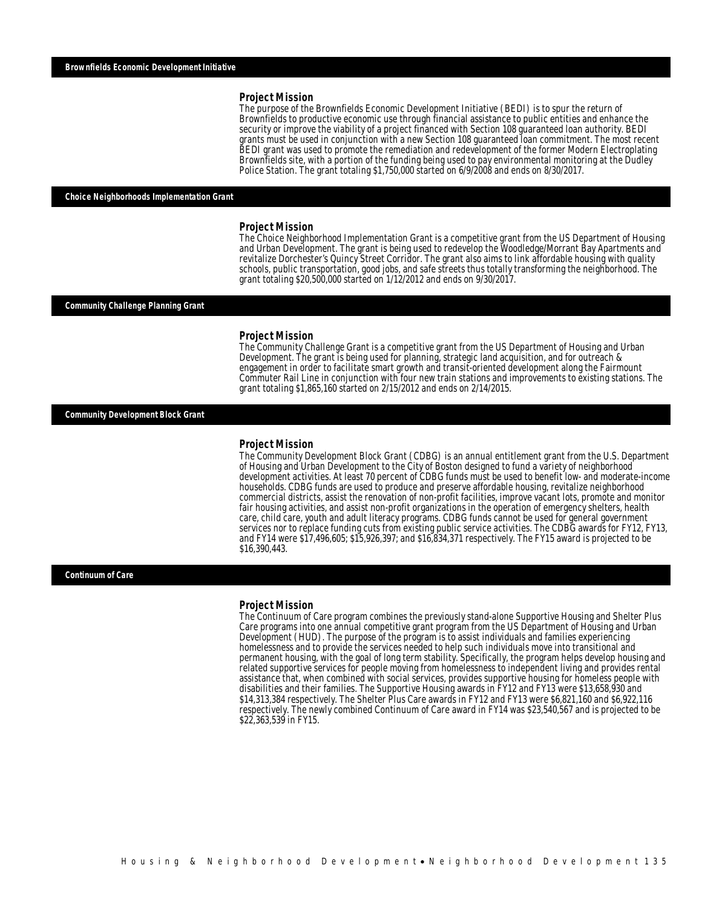## Brownfields Economic Development Initiative

### Project Mission

The purpose of the Brownfields Economic Development Initiative (BEDI) is to spur the return of Brownfields to productive economic use through financial assistance to public entities and enhance the security or improve the viability of a project financed with Section 108 guaranteed loan authority. BEDI grants must be used in conjunction with a new Section 108 guaranteed loan commitment. The most recent BEDI grant was used to promote the remediation and redevelopment of the former Modern Electroplating Brownfields site, with a portion of the funding being used to pay environmental monitoring at the Dudley Police Station. The grant totaling $1,750,000 started on 6/9/2008 and ends on 8/30/2017.

## Choice Neighborhoods Implementation Grant

### Project Mission

The Choice Neighborhood Implementation Grant is a competitive grant from the US Department of Housing and Urban Development. The grant is being used to redevelop the Woodledge/Morrant Bay Apartments and revitalize Dorchester's Quincy Street Corridor. The grant also aims to link affordable housing with quality schools, public transportation, good jobs, and safe streets thus totally transforming the neighborhood. The grant totaling $20,500,000 started on 1/12/2012 and ends on 9/30/2017.

## Community Challenge Planning Grant

### Project Mission

The Community Challenge Grant is a competitive grant from the US Department of Housing and Urban Development. The grant is being used for planning, strategic land acquisition, and for outreach & engagement in order to facilitate smart growth and transit-oriented development along the Fairmount Commuter Rail Line in conjunction with four new train stations and improvements to existing stations. The grant totaling $1,865,160 started on 2/15/2012 and ends on 2/14/2015.

## Community Development Block Grant

### Project Mission

The Community Development Block Grant (CDBG) is an annual entitlement grant from the U.S. Department of Housing and Urban Development to the City of Boston designed to fund a variety of neighborhood development activities. At least 70 percent of CDBG funds must be used to benefit low- and moderate-income households. CDBG funds are used to produce and preserve affordable housing, revitalize neighborhood commercial districts, assist the renovation of non-profit facilities, improve vacant lots, promote and monitor fair housing activities, and assist non-profit organizations in the operation of emergency shelters, health care, child care, youth and adult literacy programs. CDBG funds cannot be used for general government services nor to replace funding cuts from existing public service activities. The CDBG awards for FY12, FY13, and FY14 were $17,496,605; $15,926,397; and $16,834,371 respectively. The FY15 award is projected to be $16,390,443.

## Continuum of Care

### Project Mission

The Continuum of Care program combines the previously stand-alone Supportive Housing and Shelter Plus Care programs into one annual competitive grant program from the US Department of Housing and Urban Development (HUD). The purpose of the program is to assist individuals and families experiencing homelessness and to provide the services needed to help such individuals move into transitional and permanent housing, with the goal of long term stability. Specifically, the program helps develop housing and related supportive services for people moving from homelessness to independent living and provides rental assistance that, when combined with social services, provides supportive housing for homeless people with disabilities and their families. The Supportive Housing awards in FY12 and FY13 were $13,658,930 and $14,313,384 respectively. The Shelter Plus Care awards in FY12 and FY13 were $6,821,160 and $6,922,116 respectively. The newly combined Continuum of Care award in FY14 was $23,540,567 and is projected to be $22,363,539 in FY15.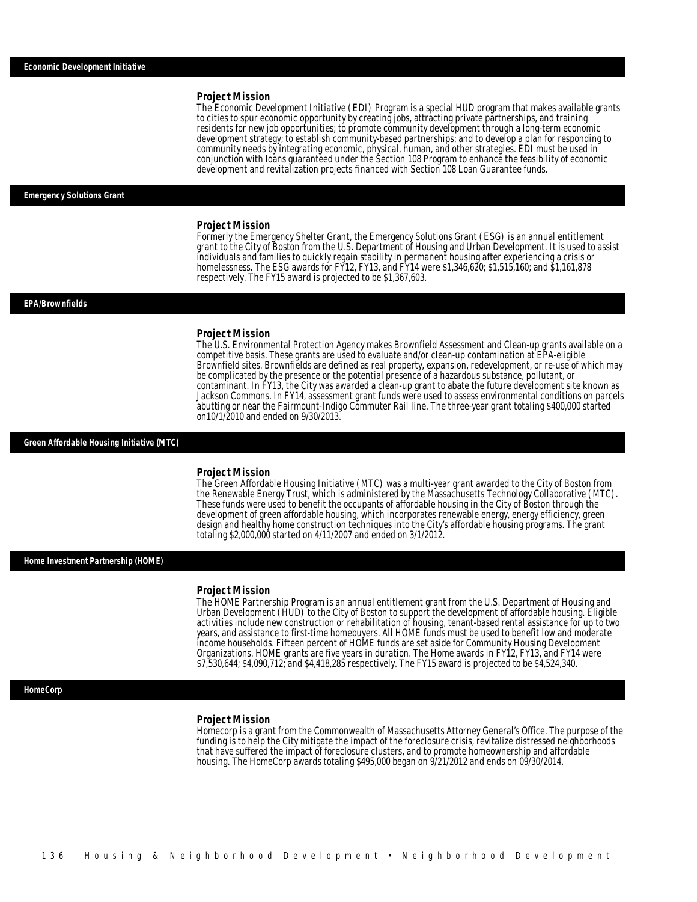## Economic Development Initiative

### Project Mission

The Economic Development Initiative (EDI) Program is a special HUD program that makes available grants to cities to spur economic opportunity by creating jobs, attracting private partnerships, and training residents for new job opportunities; to promote community development through a long-term economic development strategy; to establish community-based partnerships; and to develop a plan for responding to community needs by integrating economic, physical, human, and other strategies. EDI must be used in conjunction with loans guaranteed under the Section 108 Program to enhance the feasibility of economic development and revitalization projects financed with Section 108 Loan Guarantee funds.

## Emergency Solutions Grant

### Project Mission

Formerly the Emergency Shelter Grant, the Emergency Solutions Grant (ESG) is an annual entitlement grant to the City of Boston from the U.S. Department of Housing and Urban Development. It is used to assist individuals and families to quickly regain stability in permanent housing after experiencing a crisis or homelessness. The ESG awards for FY12, FY13, and FY14 were $1,346,620; $1,515,160; and $1,161,878 respectively. The FY15 award is projected to be $1,367,603.

## EPA/Brownfields

### Project Mission

The U.S. Environmental Protection Agency makes Brownfield Assessment and Clean-up grants available on a competitive basis. These grants are used to evaluate and/or clean-up contamination at EPA-eligible Brownfield sites. Brownfields are defined as real property, expansion, redevelopment, or re-use of which may be complicated by the presence or the potential presence of a hazardous substance, pollutant, or contaminant. In FY13, the City was awarded a clean-up grant to abate the future development site known as Jackson Commons. In FY14, assessment grant funds were used to assess environmental conditions on parcels abutting or near the Fairmount-Indigo Commuter Rail line. The three-year grant totaling $400,000 started on10/1/2010 and ended on 9/30/2013.

## Green Affordable Housing Initiative (MTC)

### Project Mission

The Green Affordable Housing Initiative (MTC) was a multi-year grant awarded to the City of Boston from the Renewable Energy Trust, which is administered by the Massachusetts Technology Collaborative (MTC). These funds were used to benefit the occupants of affordable housing in the City of Boston through the development of green affordable housing, which incorporates renewable energy, energy efficiency, green design and healthy home construction techniques into the City's affordable housing programs. The grant totaling $2,000,000 started on 4/11/2007 and ended on 3/1/2012.

## Home Investment Partnership (HOME)

### Project Mission

The HOME Partnership Program is an annual entitlement grant from the U.S. Department of Housing and Urban Development (HUD) to the City of Boston to support the development of affordable housing. Eligible activities include new construction or rehabilitation of housing, tenant-based rental assistance for up to two years, and assistance to first-time homebuyers. All HOME funds must be used to benefit low and moderate income households. Fifteen percent of HOME funds are set aside for Community Housing Development Organizations. HOME grants are five years in duration. The Home awards in FY12, FY13, and FY14 were $7,530,644; $4,090,712; and $4,418,285 respectively. The FY15 award is projected to be $4,524,340.

## HomeCorp

### Project Mission

Homecorp is a grant from the Commonwealth of Massachusetts Attorney General's Office. The purpose of the funding is to help the City mitigate the impact of the foreclosure crisis, revitalize distressed neighborhoods that have suffered the impact of foreclosure clusters, and to promote homeownership and affordable housing. The HomeCorp awards totaling $495,000 began on 9/21/2012 and ends on 09/30/2014.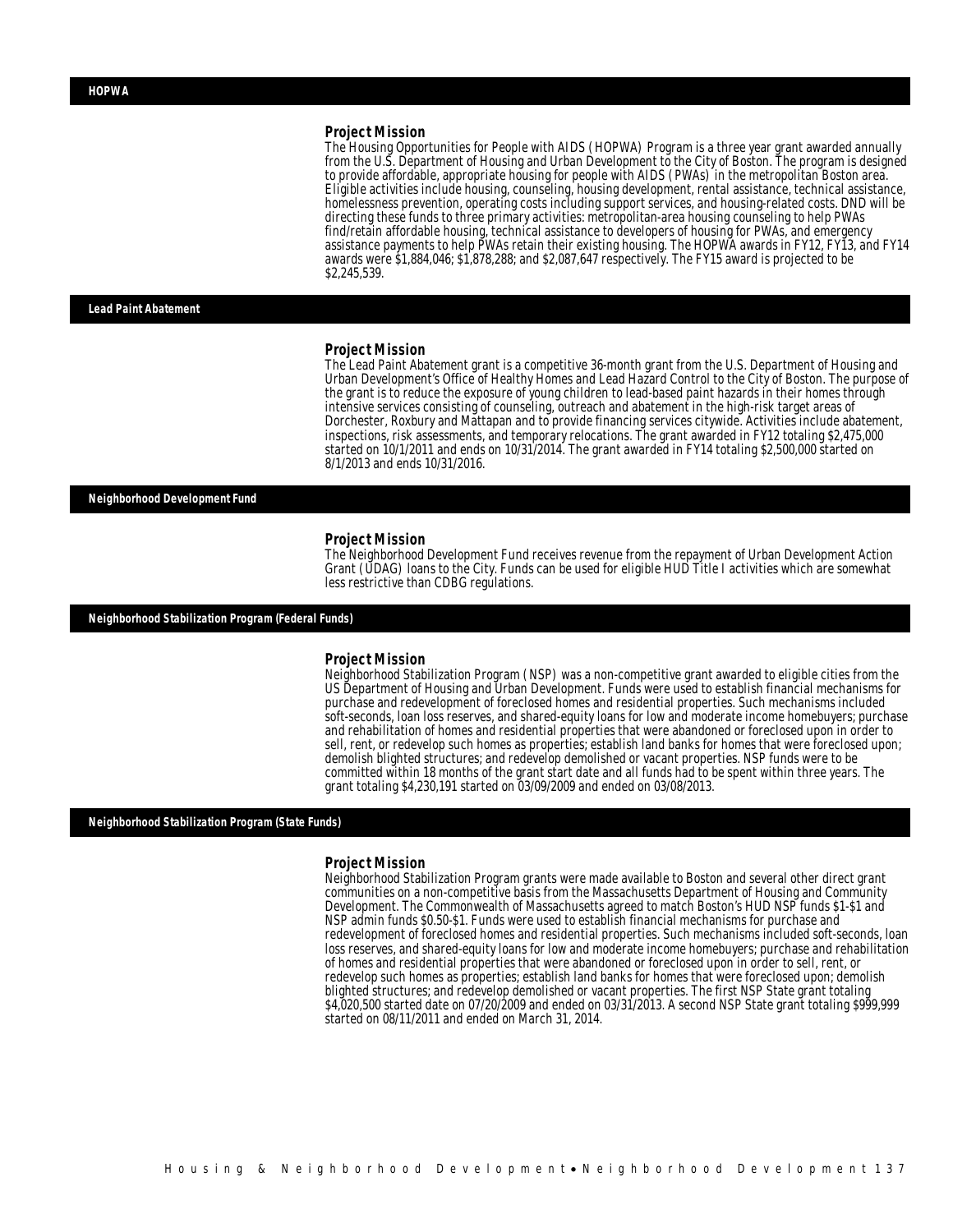## HOPWA

### Project Mission

The Housing Opportunities for People with AIDS (HOPWA) Program is a three year grant awarded annually from the U.S. Department of Housing and Urban Development to the City of Boston. The program is designed to provide affordable, appropriate housing for people with AIDS (PWAs) in the metropolitan Boston area. Eligible activities include housing, counseling, housing development, rental assistance, technical assistance, homelessness prevention, operating costs including support services, and housing-related costs. DND will be directing these funds to three primary activities: metropolitan-area housing counseling to help PWAs find/retain affordable housing, technical assistance to developers of housing for PWAs, and emergency assistance payments to help PWAs retain their existing housing. The HOPWA awards in FY12, FY13, and FY14 awards were $1,884,046; $1,878,288; and $2,087,647 respectively. The FY15 award is projected to be $2,245,539.

## Lead Paint Abatement

### Project Mission

The Lead Paint Abatement grant is a competitive 36-month grant from the U.S. Department of Housing and Urban Development's Office of Healthy Homes and Lead Hazard Control to the City of Boston. The purpose of the grant is to reduce the exposure of young children to lead-based paint hazards in their homes through intensive services consisting of counseling, outreach and abatement in the high-risk target areas of Dorchester, Roxbury and Mattapan and to provide financing services citywide. Activities include abatement, inspections, risk assessments, and temporary relocations. The grant awarded in FY12 totaling $2,475,000 started on 10/1/2011 and ends on 10/31/2014. The grant awarded in FY14 totaling $2,500,000 started on 8/1/2013 and ends 10/31/2016.

## Neighborhood Development Fund

### Project Mission

The Neighborhood Development Fund receives revenue from the repayment of Urban Development Action Grant (UDAG) loans to the City. Funds can be used for eligible HUD Title I activities which are somewhat less restrictive than CDBG regulations.

## Neighborhood Stabilization Program (Federal Funds)

### Project Mission

Neighborhood Stabilization Program (NSP) was a non-competitive grant awarded to eligible cities from the US Department of Housing and Urban Development. Funds were used to establish financial mechanisms for purchase and redevelopment of foreclosed homes and residential properties. Such mechanisms included soft-seconds, loan loss reserves, and shared-equity loans for low and moderate income homebuyers; purchase and rehabilitation of homes and residential properties that were abandoned or foreclosed upon in order to sell, rent, or redevelop such homes as properties; establish land banks for homes that were foreclosed upon; demolish blighted structures; and redevelop demolished or vacant properties. NSP funds were to be committed within 18 months of the grant start date and all funds had to be spent within three years. The grant totaling $4,230,191 started on 03/09/2009 and ended on 03/08/2013.

## Neighborhood Stabilization Program (State Funds)

### Project Mission

Neighborhood Stabilization Program grants were made available to Boston and several other direct grant communities on a non-competitive basis from the Massachusetts Department of Housing and Community Development. The Commonwealth of Massachusetts agreed to match Boston's HUD NSP funds $1-$1 and NSP admin funds $0.50-$1. Funds were used to establish financial mechanisms for purchase and redevelopment of foreclosed homes and residential properties. Such mechanisms included soft-seconds, loan loss reserves, and shared-equity loans for low and moderate income homebuyers; purchase and rehabilitation of homes and residential properties that were abandoned or foreclosed upon in order to sell, rent, or redevelop such homes as properties; establish land banks for homes that were foreclosed upon; demolish blighted structures; and redevelop demolished or vacant properties. The first NSP State grant totaling $4,020,500 started date on 07/20/2009 and ended on 03/31/2013. A second NSP State grant totaling $999,999 started on 08/11/2011 and ended on March 31, 2014.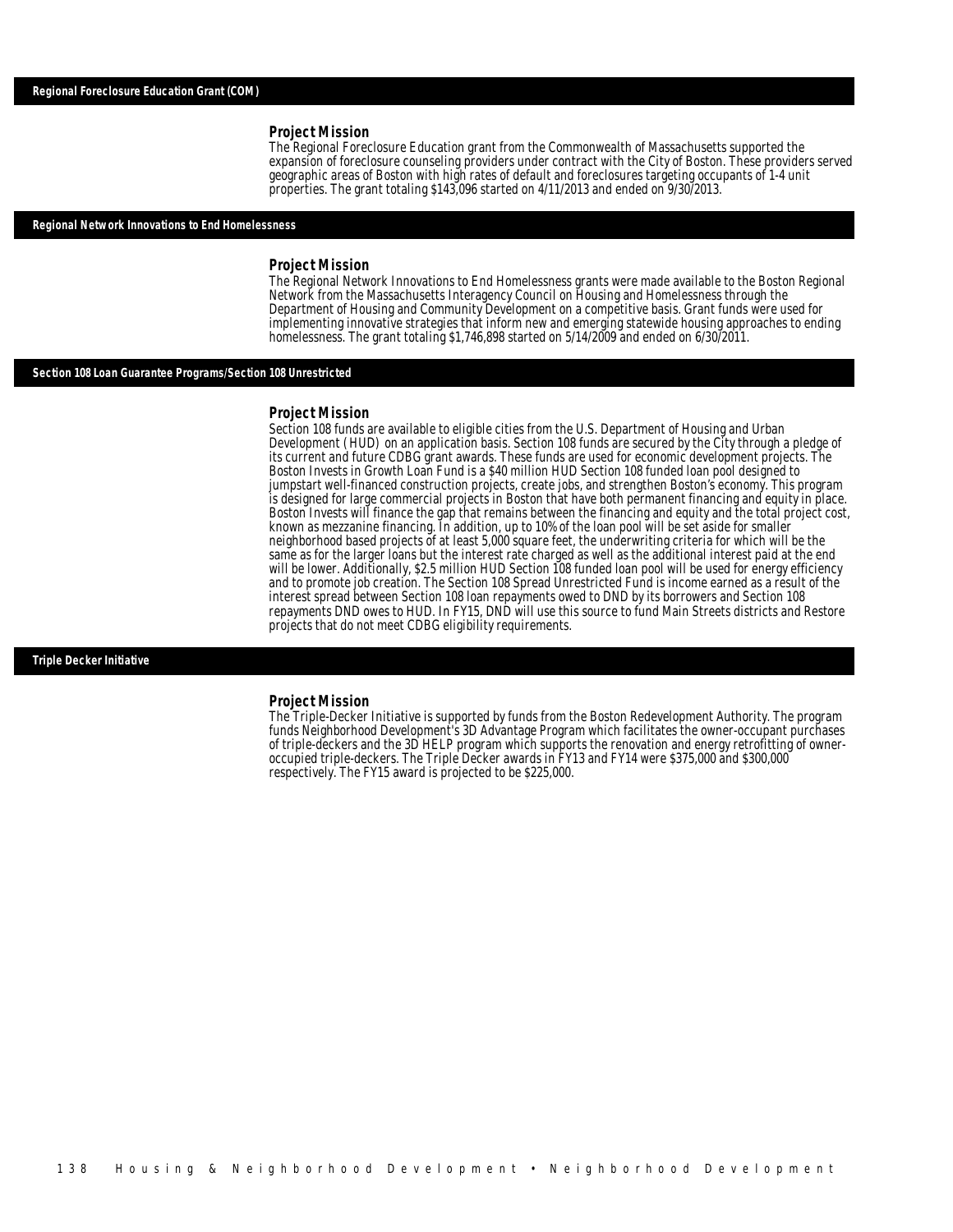## Regional Foreclosure Education Grant (COM)

### Project Mission

The Regional Foreclosure Education grant from the Commonwealth of Massachusetts supported the expansion of foreclosure counseling providers under contract with the City of Boston. These providers served geographic areas of Boston with high rates of default and foreclosures targeting occupants of 1-4 unit properties. The grant totaling $143,096 started on 4/11/2013 and ended on 9/30/2013.

## Regional Network Innovations to End Homelessness

### Project Mission

The Regional Network Innovations to End Homelessness grants were made available to the Boston Regional Network from the Massachusetts Interagency Council on Housing and Homelessness through the Department of Housing and Community Development on a competitive basis. Grant funds were used for implementing innovative strategies that inform new and emerging statewide housing approaches to ending homelessness. The grant totaling $1,746,898 started on 5/14/2009 and ended on 6/30/2011.

## Section 108 Loan Guarantee Programs/Section 108 Unrestricted

### Project Mission

Section 108 funds are available to eligible cities from the U.S. Department of Housing and Urban Development (HUD) on an application basis. Section 108 funds are secured by the City through a pledge of its current and future CDBG grant awards. These funds are used for economic development projects. The Boston Invests in Growth Loan Fund is a $40 million HUD Section 108 funded loan pool designed to jumpstart well-financed construction projects, create jobs, and strengthen Boston's economy. This program is designed for large commercial projects in Boston that have both permanent financing and equity in place. Boston Invests will finance the gap that remains between the financing and equity and the total project cost, known as mezzanine financing. In addition, up to 10% of the loan pool will be set aside for smaller neighborhood based projects of at least 5,000 square feet, the underwriting criteria for which will be the same as for the larger loans but the interest rate charged as well as the additional interest paid at the end will be lower. Additionally, $2.5 million HUD Section 108 funded loan pool will be used for energy efficiency and to promote job creation. The Section 108 Spread Unrestricted Fund is income earned as a result of the interest spread between Section 108 loan repayments owed to DND by its borrowers and Section 108 repayments DND owes to HUD. In FY15, DND will use this source to fund Main Streets districts and Restore projects that do not meet CDBG eligibility requirements.

## Triple Decker Initiative

### Project Mission

The Triple-Decker Initiative is supported by funds from the Boston Redevelopment Authority. The program funds Neighborhood Development's 3D Advantage Program which facilitates the owner-occupant purchases of triple-deckers and the 3D HELP program which supports the renovation and energy retrofitting of owner-occupied triple-deckers. The Triple Decker awards in FY13 and FY14 were $375,000 and $300,000 respectively. The FY15 award is projected to be $225,000.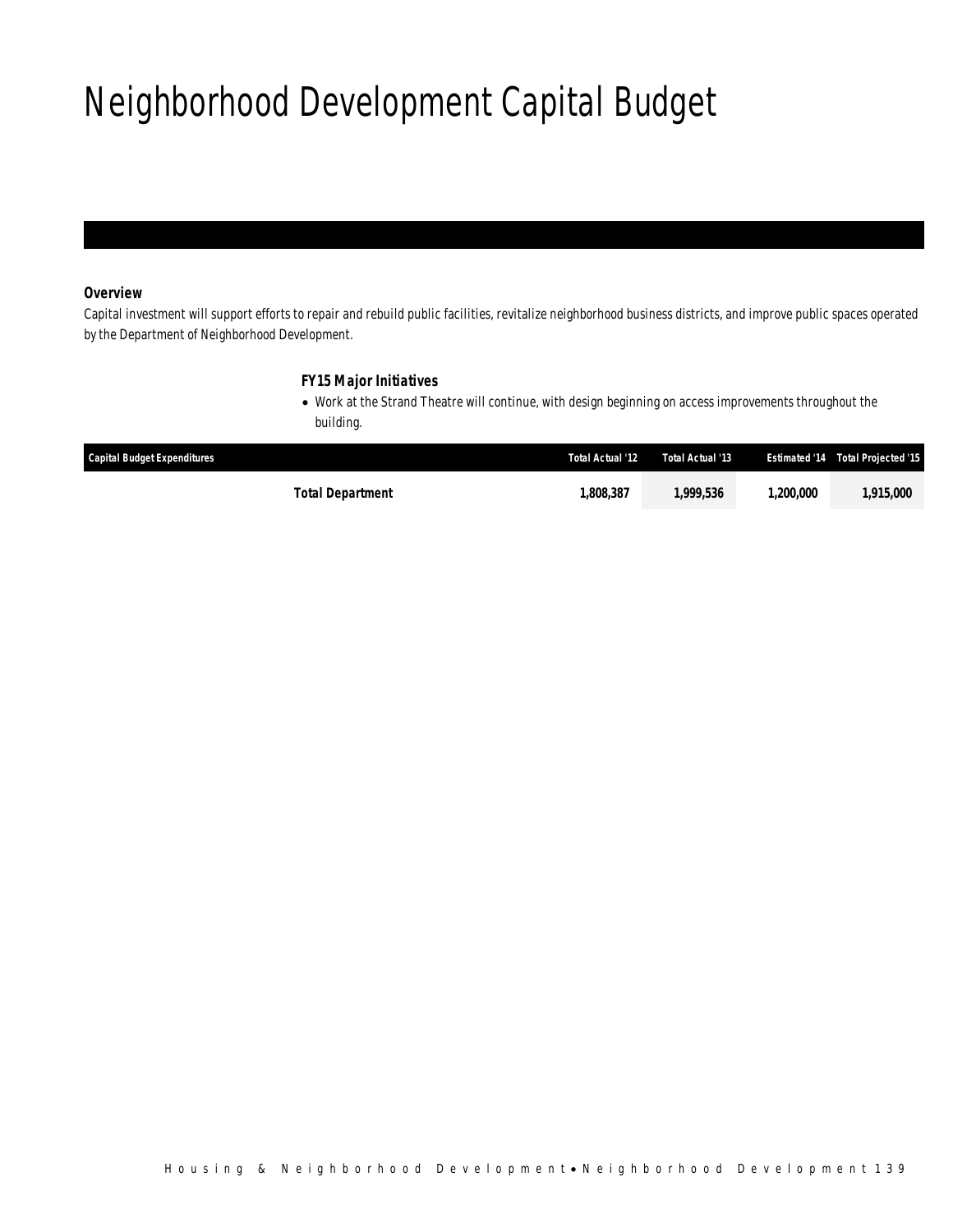# Neighborhood Development Capital Budget

***Overview***

*Capital investment will support efforts to repair and rebuild public facilities, revitalize neighborhood business districts, and improve public spaces operated by the Department of Neighborhood Development.*

***FY15 Major Initiatives***

- *Work at the Strand Theatre will continue, with design beginning on access improvements throughout the building.*

| Capital Budget Expenditures | Total Actual '12 | Total Actual '13 | Estimated '14 | Total Projected '15 |
|---|---|---|---|---|
| **Total Department** | **1,808,387** | **1,999,536** | **1,200,000** | **1,915,000** |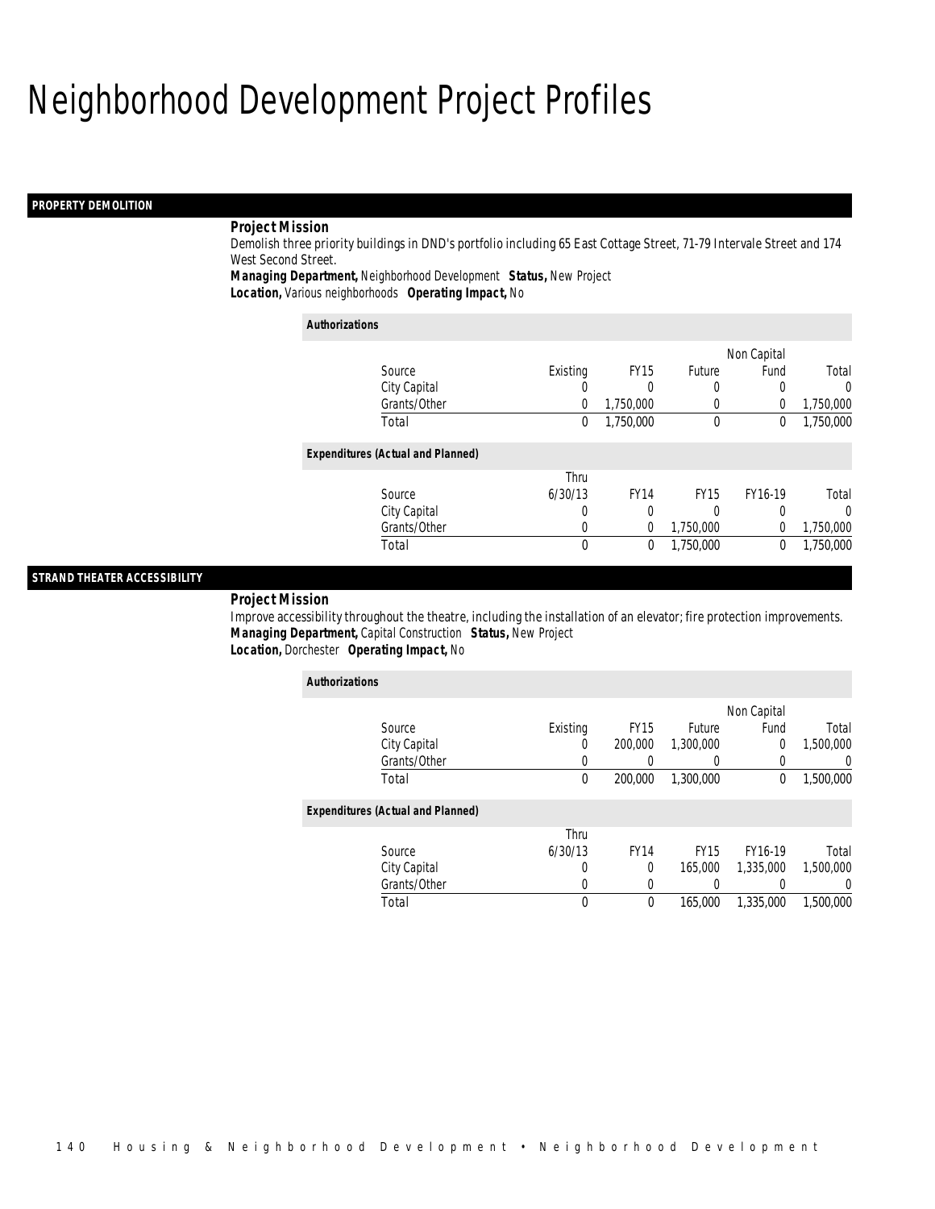# Neighborhood Development Project Profiles

## PROPERTY DEMOLITION

***Project Mission***

Demolish three priority buildings in DND's portfolio including 65 East Cottage Street, 71-79 Intervale Street and 174 West Second Street.

***Managing Department,*** Neighborhood Development ***Status,*** New Project

***Location,*** Various neighborhoods ***Operating Impact,*** No

***Authorizations***

| Source | Existing | FY15 | Future | Non Capital Fund | Total |
|---|---|---|---|---|---|
| City Capital | 0 | 0 | 0 | 0 | 0 |
| Grants/Other | 0 | 1,750,000 | 0 | 0 | 1,750,000 |
| Total | 0 | 1,750,000 | 0 | 0 | 1,750,000 |

***Expenditures (Actual and Planned)***

| Source | Thru 6/30/13 | FY14 | FY15 | FY16-19 | Total |
|---|---|---|---|---|---|
| City Capital | 0 | 0 | 0 | 0 | 0 |
| Grants/Other | 0 | 0 | 1,750,000 | 0 | 1,750,000 |
| Total | 0 | 0 | 1,750,000 | 0 | 1,750,000 |

## STRAND THEATER ACCESSIBILITY

***Project Mission***

Improve accessibility throughout the theatre, including the installation of an elevator; fire protection improvements.

***Managing Department,*** Capital Construction ***Status,*** New Project

***Location,*** Dorchester ***Operating Impact,*** No

***Authorizations***

| Source | Existing | FY15 | Future | Non Capital Fund | Total |
|---|---|---|---|---|---|
| City Capital | 0 | 200,000 | 1,300,000 | 0 | 1,500,000 |
| Grants/Other | 0 | 0 | 0 | 0 | 0 |
| Total | 0 | 200,000 | 1,300,000 | 0 | 1,500,000 |

***Expenditures (Actual and Planned)***

| Source | Thru 6/30/13 | FY14 | FY15 | FY16-19 | Total |
|---|---|---|---|---|---|
| City Capital | 0 | 0 | 165,000 | 1,335,000 | 1,500,000 |
| Grants/Other | 0 | 0 | 0 | 0 | 0 |
| Total | 0 | 0 | 165,000 | 1,335,000 | 1,500,000 |